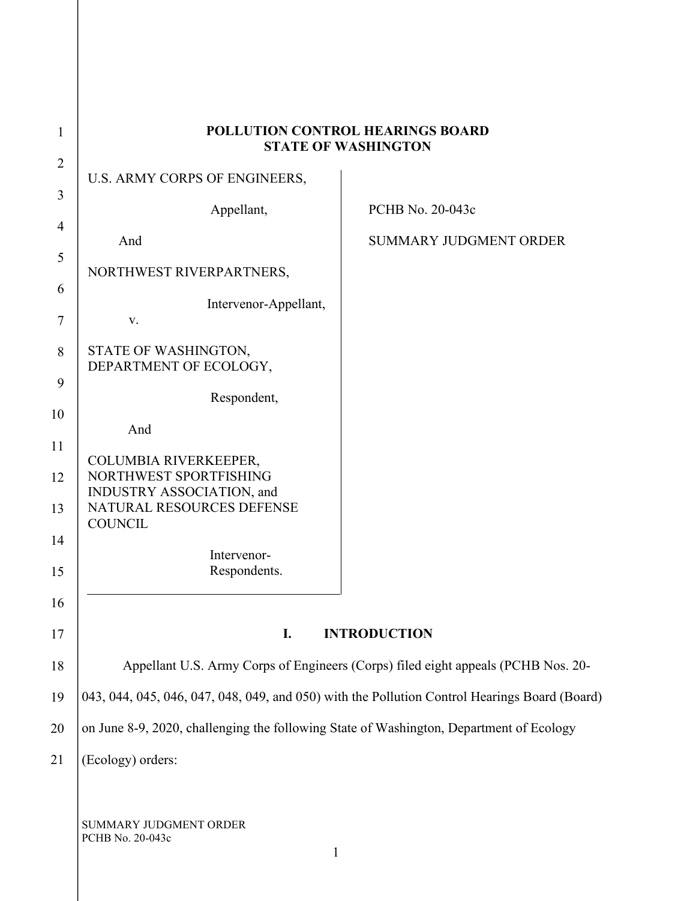# POLLUTION CONTROL HEARINGS BOARD
# STATE OF WASHINGTON

| | |
|---|---|
| U.S. ARMY CORPS OF ENGINEERS,<br><br>Appellant,<br><br>And<br><br>NORTHWEST RIVERPARTNERS,<br><br>Intervenor-Appellant,<br><br>v.<br><br>STATE OF WASHINGTON, DEPARTMENT OF ECOLOGY,<br><br>Respondent,<br><br>And<br><br>COLUMBIA RIVERKEEPER, NORTHWEST SPORTFISHING INDUSTRY ASSOCIATION, and NATURAL RESOURCES DEFENSE COUNCIL<br><br>Intervenor-Respondents. | PCHB No. 20-043c<br><br>SUMMARY JUDGMENT ORDER |

## I. INTRODUCTION

Appellant U.S. Army Corps of Engineers (Corps) filed eight appeals (PCHB Nos. 20-043, 044, 045, 046, 047, 048, 049, and 050) with the Pollution Control Hearings Board (Board) on June 8-9, 2020, challenging the following State of Washington, Department of Ecology (Ecology) orders: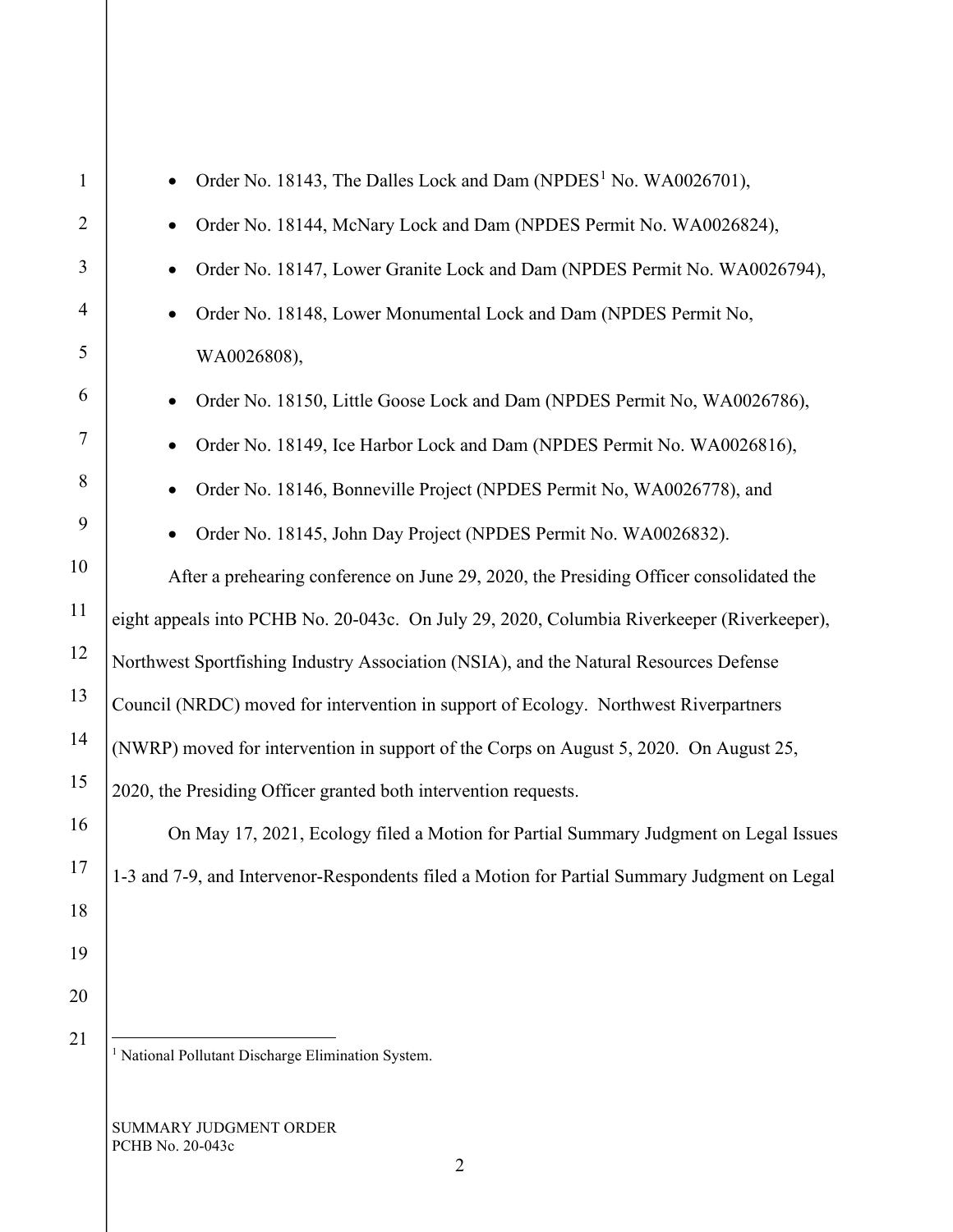- Order No. 18143, The Dalles Lock and Dam (NPDES[1] No. WA0026701),
- Order No. 18144, McNary Lock and Dam (NPDES Permit No. WA0026824),
- Order No. 18147, Lower Granite Lock and Dam (NPDES Permit No. WA0026794),
- Order No. 18148, Lower Monumental Lock and Dam (NPDES Permit No, WA0026808),
- Order No. 18150, Little Goose Lock and Dam (NPDES Permit No, WA0026786),
- Order No. 18149, Ice Harbor Lock and Dam (NPDES Permit No. WA0026816),
- Order No. 18146, Bonneville Project (NPDES Permit No, WA0026778), and
- Order No. 18145, John Day Project (NPDES Permit No. WA0026832).

After a prehearing conference on June 29, 2020, the Presiding Officer consolidated the eight appeals into PCHB No. 20-043c. On July 29, 2020, Columbia Riverkeeper (Riverkeeper), Northwest Sportfishing Industry Association (NSIA), and the Natural Resources Defense Council (NRDC) moved for intervention in support of Ecology. Northwest Riverpartners (NWRP) moved for intervention in support of the Corps on August 5, 2020. On August 25, 2020, the Presiding Officer granted both intervention requests.

On May 17, 2021, Ecology filed a Motion for Partial Summary Judgment on Legal Issues 1-3 and 7-9, and Intervenor-Respondents filed a Motion for Partial Summary Judgment on Legal

[1] National Pollutant Discharge Elimination System.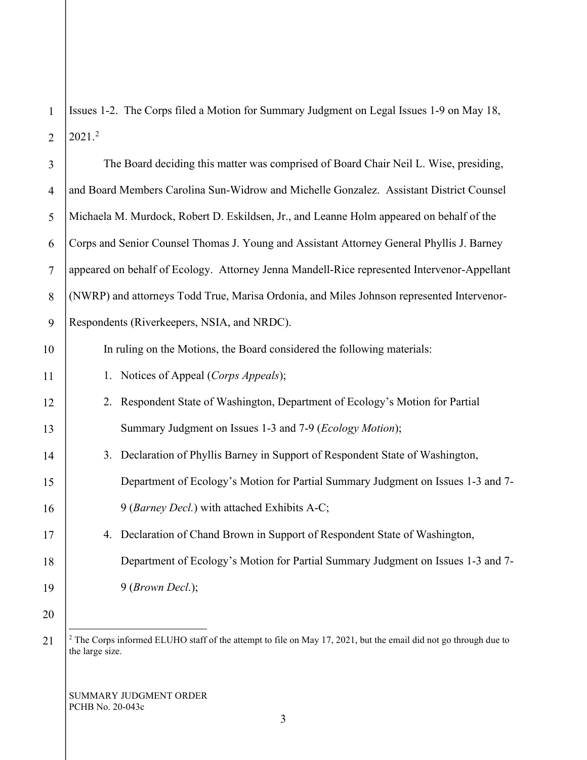Issues 1-2. The Corps filed a Motion for Summary Judgment on Legal Issues 1-9 on May 18, 2021.[2]

The Board deciding this matter was comprised of Board Chair Neil L. Wise, presiding, and Board Members Carolina Sun-Widrow and Michelle Gonzalez. Assistant District Counsel Michaela M. Murdock, Robert D. Eskildsen, Jr., and Leanne Holm appeared on behalf of the Corps and Senior Counsel Thomas J. Young and Assistant Attorney General Phyllis J. Barney appeared on behalf of Ecology. Attorney Jenna Mandell-Rice represented Intervenor-Appellant (NWRP) and attorneys Todd True, Marisa Ordonia, and Miles Johnson represented Intervenor-Respondents (Riverkeepers, NSIA, and NRDC).

In ruling on the Motions, the Board considered the following materials:

1. Notices of Appeal (*Corps Appeals*);
2. Respondent State of Washington, Department of Ecology's Motion for Partial Summary Judgment on Issues 1-3 and 7-9 (*Ecology Motion*);
3. Declaration of Phyllis Barney in Support of Respondent State of Washington, Department of Ecology's Motion for Partial Summary Judgment on Issues 1-3 and 7-9 (*Barney Decl.*) with attached Exhibits A-C;
4. Declaration of Chand Brown in Support of Respondent State of Washington, Department of Ecology's Motion for Partial Summary Judgment on Issues 1-3 and 7-9 (*Brown Decl.*);

[2] The Corps informed ELUHO staff of the attempt to file on May 17, 2021, but the email did not go through due to the large size.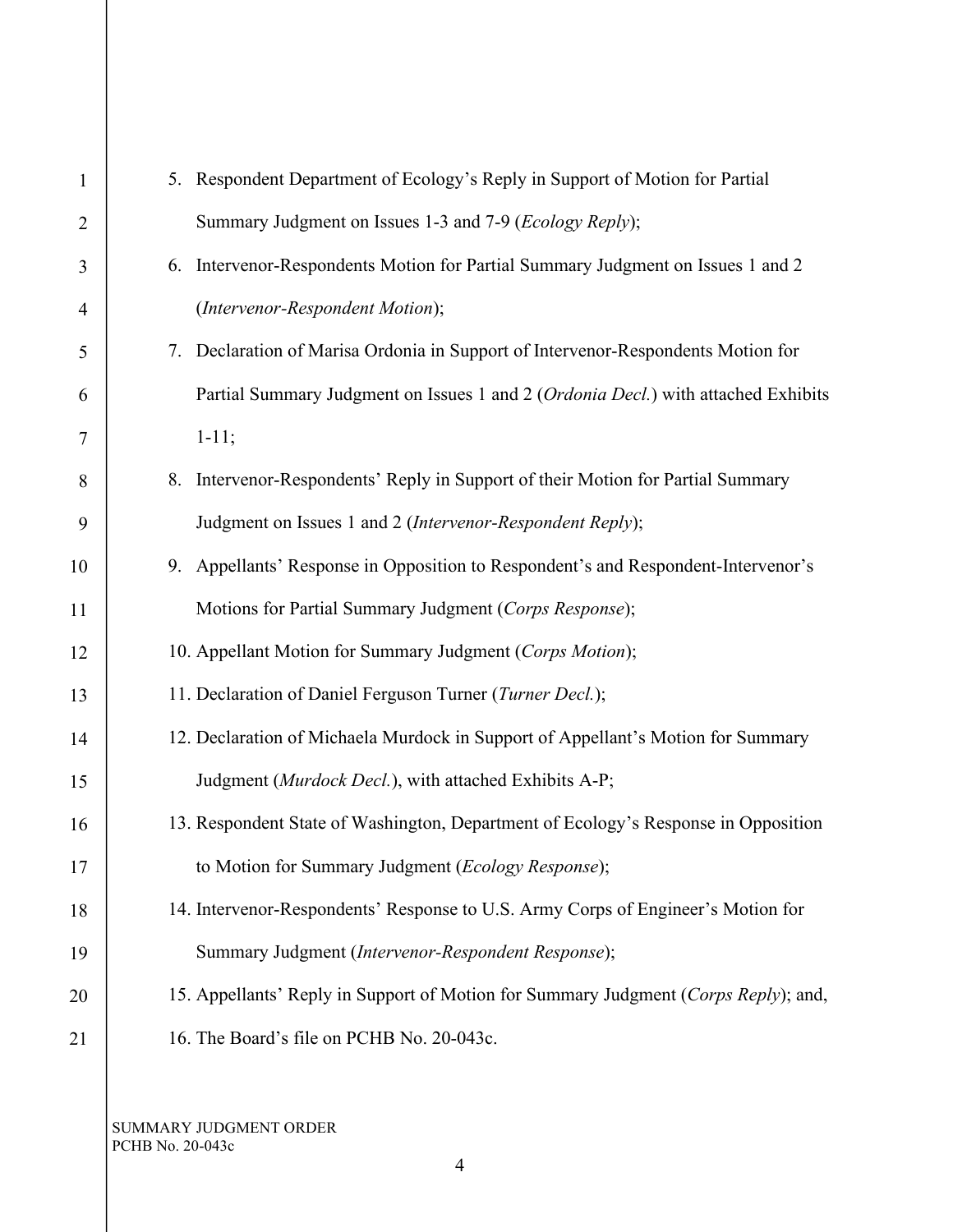5. Respondent Department of Ecology's Reply in Support of Motion for Partial Summary Judgment on Issues 1-3 and 7-9 (*Ecology Reply*);
6. Intervenor-Respondents Motion for Partial Summary Judgment on Issues 1 and 2 (*Intervenor-Respondent Motion*);
7. Declaration of Marisa Ordonia in Support of Intervenor-Respondents Motion for Partial Summary Judgment on Issues 1 and 2 (*Ordonia Decl.*) with attached Exhibits 1-11;
8. Intervenor-Respondents' Reply in Support of their Motion for Partial Summary Judgment on Issues 1 and 2 (*Intervenor-Respondent Reply*);
9. Appellants' Response in Opposition to Respondent's and Respondent-Intervenor's Motions for Partial Summary Judgment (*Corps Response*);
10. Appellant Motion for Summary Judgment (*Corps Motion*);
11. Declaration of Daniel Ferguson Turner (*Turner Decl.*);
12. Declaration of Michaela Murdock in Support of Appellant's Motion for Summary Judgment (*Murdock Decl.*), with attached Exhibits A-P;
13. Respondent State of Washington, Department of Ecology's Response in Opposition to Motion for Summary Judgment (*Ecology Response*);
14. Intervenor-Respondents' Response to U.S. Army Corps of Engineer's Motion for Summary Judgment (*Intervenor-Respondent Response*);
15. Appellants' Reply in Support of Motion for Summary Judgment (*Corps Reply*); and,
16. The Board's file on PCHB No. 20-043c.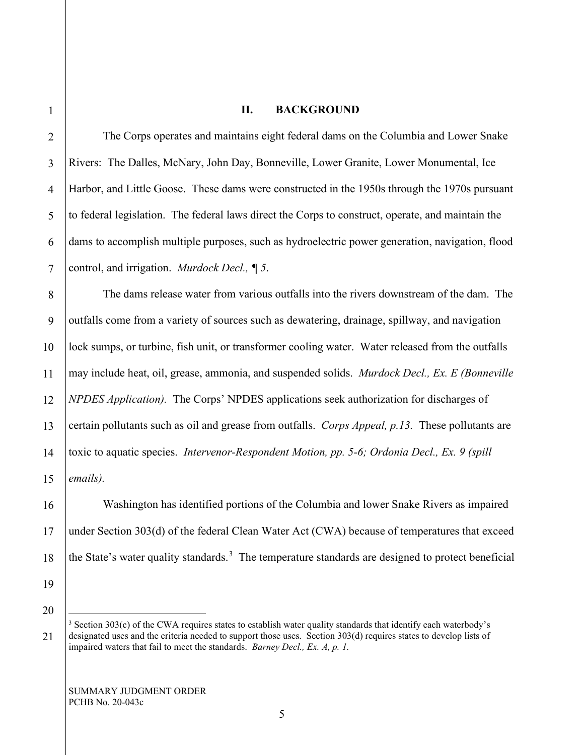## II. BACKGROUND

The Corps operates and maintains eight federal dams on the Columbia and Lower Snake Rivers: The Dalles, McNary, John Day, Bonneville, Lower Granite, Lower Monumental, Ice Harbor, and Little Goose. These dams were constructed in the 1950s through the 1970s pursuant to federal legislation. The federal laws direct the Corps to construct, operate, and maintain the dams to accomplish multiple purposes, such as hydroelectric power generation, navigation, flood control, and irrigation. *Murdock Decl., ¶ 5.*

The dams release water from various outfalls into the rivers downstream of the dam. The outfalls come from a variety of sources such as dewatering, drainage, spillway, and navigation lock sumps, or turbine, fish unit, or transformer cooling water. Water released from the outfalls may include heat, oil, grease, ammonia, and suspended solids. *Murdock Decl., Ex. E (Bonneville NPDES Application).* The Corps' NPDES applications seek authorization for discharges of certain pollutants such as oil and grease from outfalls. *Corps Appeal, p.13.* These pollutants are toxic to aquatic species. *Intervenor-Respondent Motion, pp. 5-6; Ordonia Decl., Ex. 9 (spill emails).*

Washington has identified portions of the Columbia and lower Snake Rivers as impaired under Section 303(d) of the federal Clean Water Act (CWA) because of temperatures that exceed the State's water quality standards.[3] The temperature standards are designed to protect beneficial

---

[3] Section 303(c) of the CWA requires states to establish water quality standards that identify each waterbody's designated uses and the criteria needed to support those uses. Section 303(d) requires states to develop lists of impaired waters that fail to meet the standards. *Barney Decl., Ex. A, p. 1.*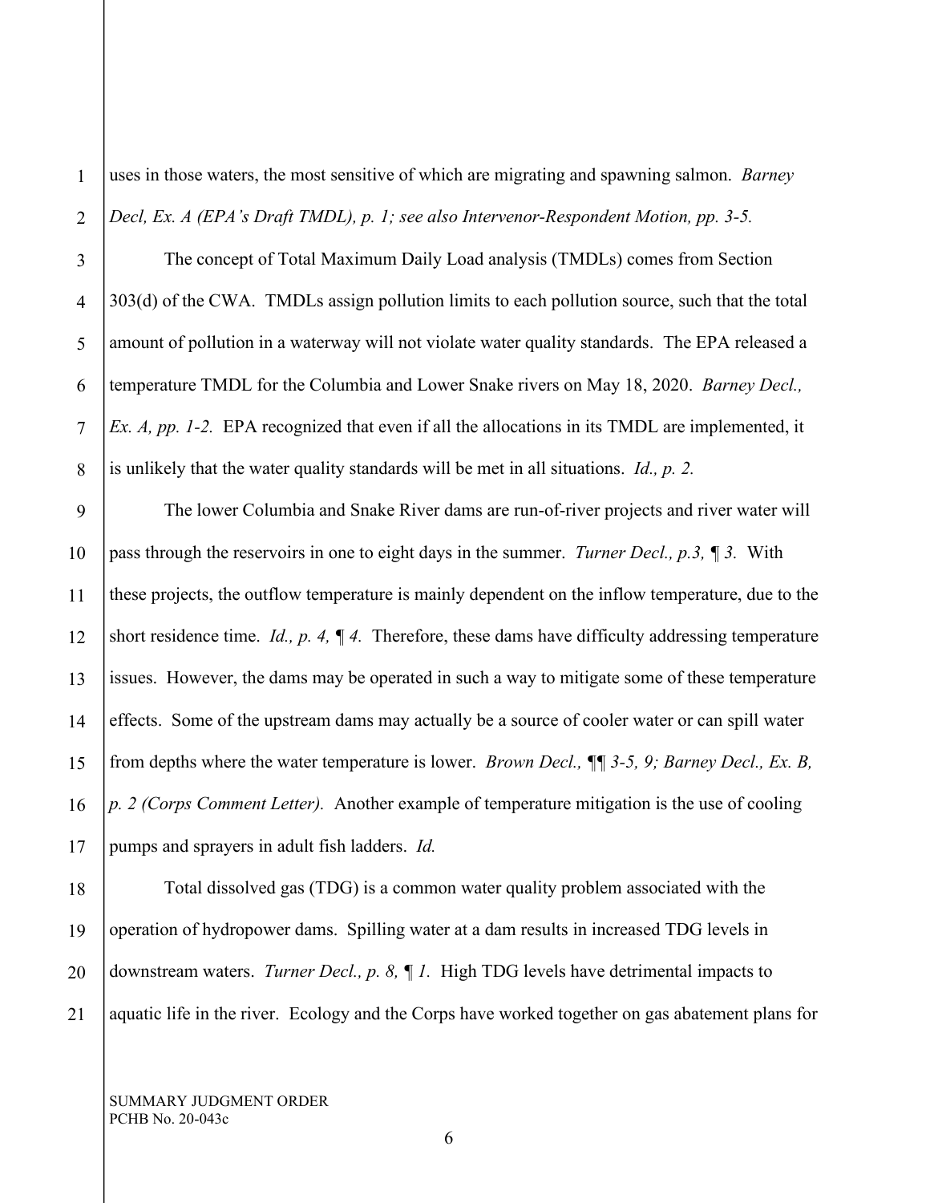uses in those waters, the most sensitive of which are migrating and spawning salmon. *Barney Decl, Ex. A (EPA's Draft TMDL), p. 1; see also Intervenor-Respondent Motion, pp. 3-5.*

The concept of Total Maximum Daily Load analysis (TMDLs) comes from Section 303(d) of the CWA. TMDLs assign pollution limits to each pollution source, such that the total amount of pollution in a waterway will not violate water quality standards. The EPA released a temperature TMDL for the Columbia and Lower Snake rivers on May 18, 2020. *Barney Decl., Ex. A, pp. 1-2.* EPA recognized that even if all the allocations in its TMDL are implemented, it is unlikely that the water quality standards will be met in all situations. *Id., p. 2.*

The lower Columbia and Snake River dams are run-of-river projects and river water will pass through the reservoirs in one to eight days in the summer. *Turner Decl., p.3, ¶ 3.* With these projects, the outflow temperature is mainly dependent on the inflow temperature, due to the short residence time. *Id., p. 4, ¶ 4.* Therefore, these dams have difficulty addressing temperature issues. However, the dams may be operated in such a way to mitigate some of these temperature effects. Some of the upstream dams may actually be a source of cooler water or can spill water from depths where the water temperature is lower. *Brown Decl., ¶¶ 3-5, 9; Barney Decl., Ex. B, p. 2 (Corps Comment Letter).* Another example of temperature mitigation is the use of cooling pumps and sprayers in adult fish ladders. *Id.*

Total dissolved gas (TDG) is a common water quality problem associated with the operation of hydropower dams. Spilling water at a dam results in increased TDG levels in downstream waters. *Turner Decl., p. 8, ¶ 1.* High TDG levels have detrimental impacts to aquatic life in the river. Ecology and the Corps have worked together on gas abatement plans for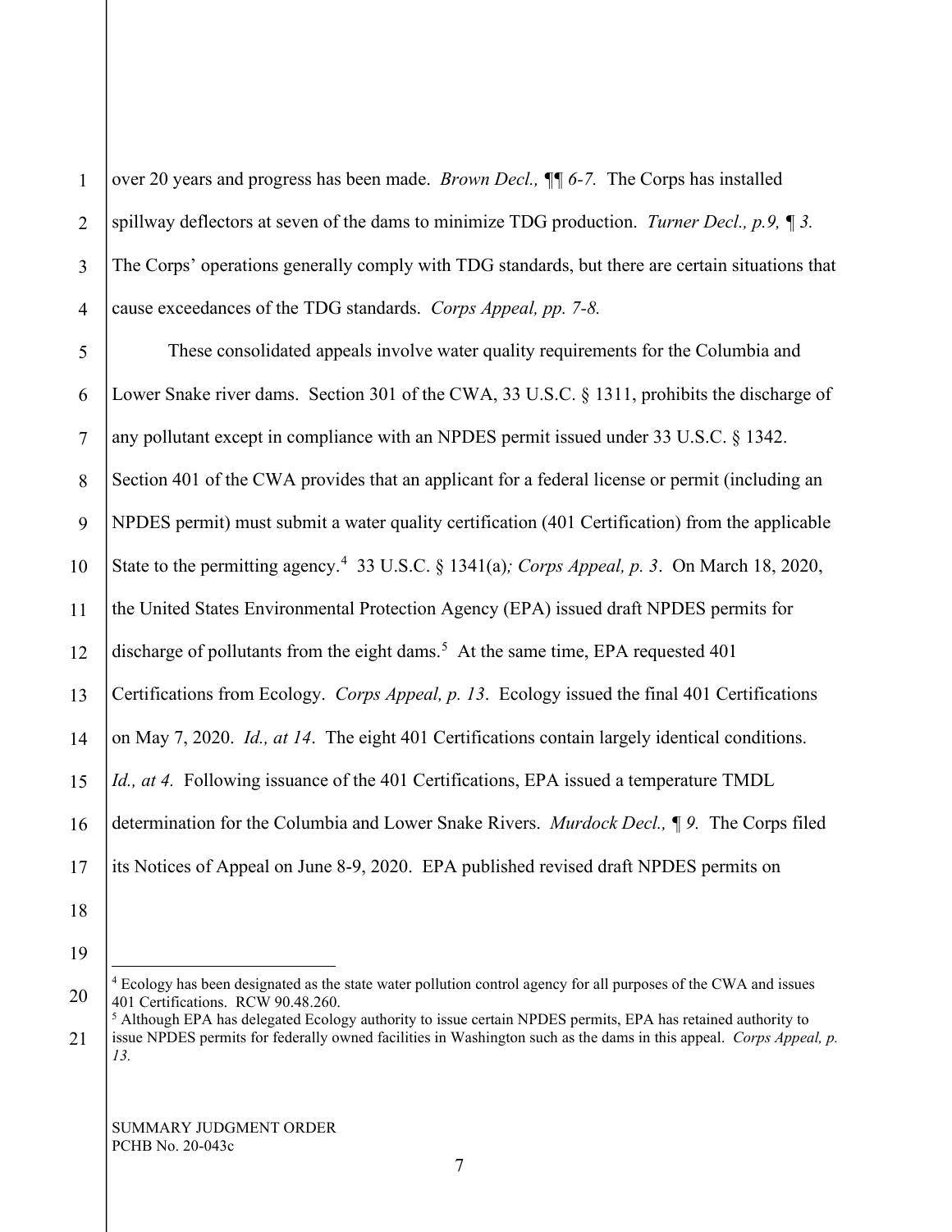over 20 years and progress has been made. *Brown Decl., ¶¶ 6-7.* The Corps has installed spillway deflectors at seven of the dams to minimize TDG production. *Turner Decl., p.9, ¶ 3.* The Corps' operations generally comply with TDG standards, but there are certain situations that cause exceedances of the TDG standards. *Corps Appeal, pp. 7-8.*

These consolidated appeals involve water quality requirements for the Columbia and Lower Snake river dams. Section 301 of the CWA, 33 U.S.C. § 1311, prohibits the discharge of any pollutant except in compliance with an NPDES permit issued under 33 U.S.C. § 1342. Section 401 of the CWA provides that an applicant for a federal license or permit (including an NPDES permit) must submit a water quality certification (401 Certification) from the applicable State to the permitting agency.[4] 33 U.S.C. § 1341(a)*; Corps Appeal, p. 3*. On March 18, 2020, the United States Environmental Protection Agency (EPA) issued draft NPDES permits for discharge of pollutants from the eight dams.[5] At the same time, EPA requested 401 Certifications from Ecology. *Corps Appeal, p. 13*. Ecology issued the final 401 Certifications on May 7, 2020. *Id., at 14*. The eight 401 Certifications contain largely identical conditions. *Id., at 4.* Following issuance of the 401 Certifications, EPA issued a temperature TMDL determination for the Columbia and Lower Snake Rivers. *Murdock Decl., ¶ 9.* The Corps filed its Notices of Appeal on June 8-9, 2020. EPA published revised draft NPDES permits on

---

[4] Ecology has been designated as the state water pollution control agency for all purposes of the CWA and issues 401 Certifications. RCW 90.48.260.

[5] Although EPA has delegated Ecology authority to issue certain NPDES permits, EPA has retained authority to issue NPDES permits for federally owned facilities in Washington such as the dams in this appeal. *Corps Appeal, p. 13.*

SUMMARY JUDGMENT ORDER
PCHB No. 20-043c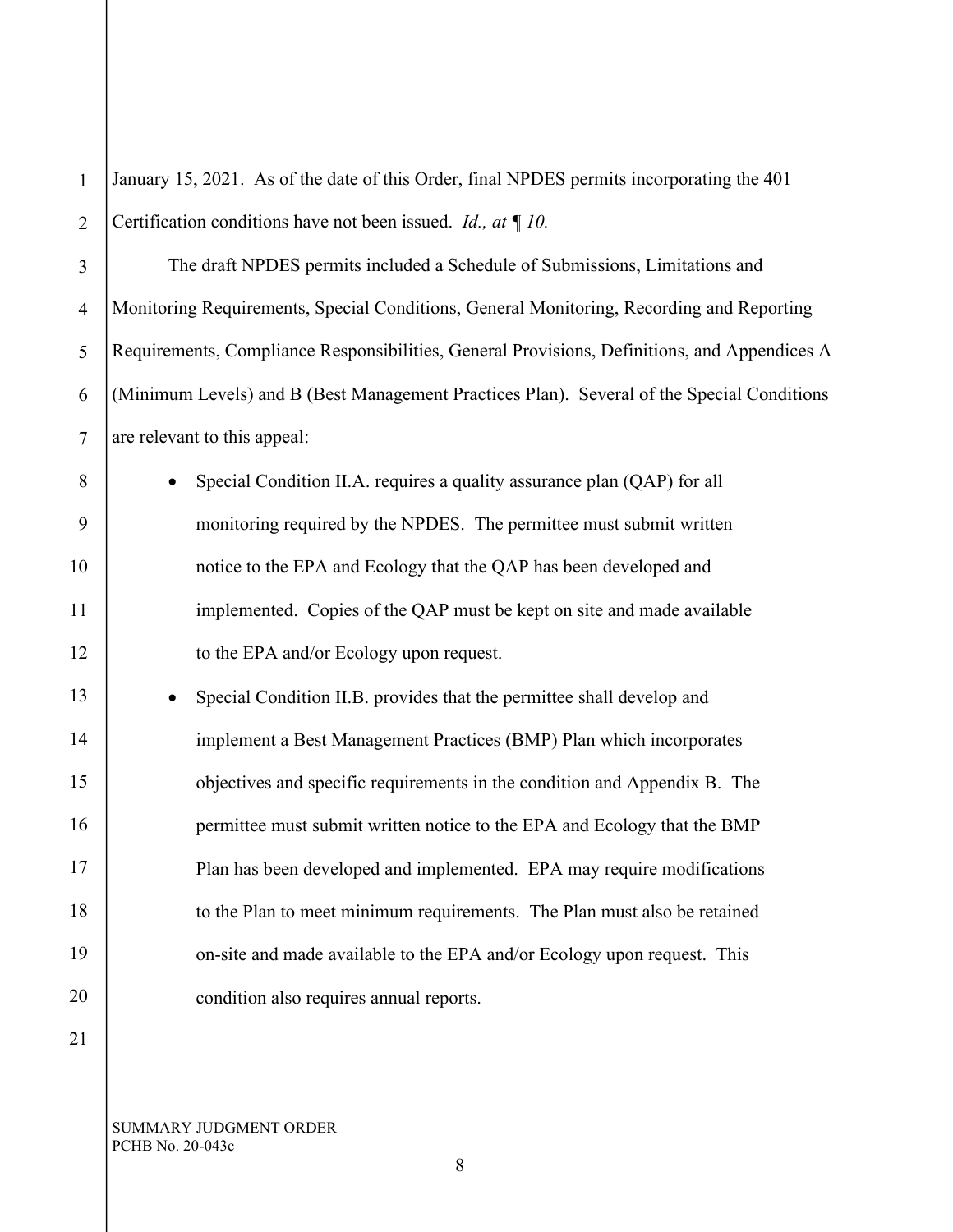January 15, 2021. As of the date of this Order, final NPDES permits incorporating the 401 Certification conditions have not been issued. *Id., at ¶ 10.*

The draft NPDES permits included a Schedule of Submissions, Limitations and Monitoring Requirements, Special Conditions, General Monitoring, Recording and Reporting Requirements, Compliance Responsibilities, General Provisions, Definitions, and Appendices A (Minimum Levels) and B (Best Management Practices Plan). Several of the Special Conditions are relevant to this appeal:

- Special Condition II.A. requires a quality assurance plan (QAP) for all monitoring required by the NPDES. The permittee must submit written notice to the EPA and Ecology that the QAP has been developed and implemented. Copies of the QAP must be kept on site and made available to the EPA and/or Ecology upon request.
- Special Condition II.B. provides that the permittee shall develop and implement a Best Management Practices (BMP) Plan which incorporates objectives and specific requirements in the condition and Appendix B. The permittee must submit written notice to the EPA and Ecology that the BMP Plan has been developed and implemented. EPA may require modifications to the Plan to meet minimum requirements. The Plan must also be retained on-site and made available to the EPA and/or Ecology upon request. This condition also requires annual reports.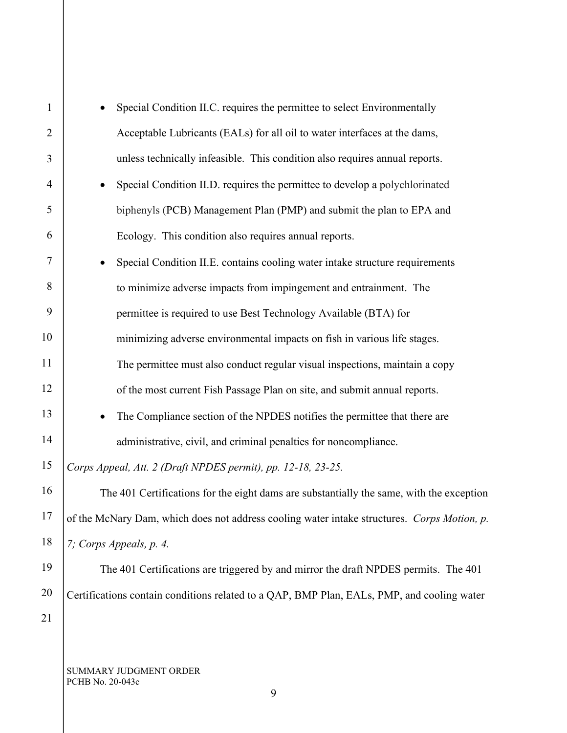- Special Condition II.C. requires the permittee to select Environmentally Acceptable Lubricants (EALs) for all oil to water interfaces at the dams, unless technically infeasible. This condition also requires annual reports.
- Special Condition II.D. requires the permittee to develop a polychlorinated biphenyls (PCB) Management Plan (PMP) and submit the plan to EPA and Ecology. This condition also requires annual reports.
- Special Condition II.E. contains cooling water intake structure requirements to minimize adverse impacts from impingement and entrainment. The permittee is required to use Best Technology Available (BTA) for minimizing adverse environmental impacts on fish in various life stages. The permittee must also conduct regular visual inspections, maintain a copy of the most current Fish Passage Plan on site, and submit annual reports.
- The Compliance section of the NPDES notifies the permittee that there are administrative, civil, and criminal penalties for noncompliance.

*Corps Appeal, Att. 2 (Draft NPDES permit), pp. 12-18, 23-25.*

The 401 Certifications for the eight dams are substantially the same, with the exception of the McNary Dam, which does not address cooling water intake structures. *Corps Motion, p. 7; Corps Appeals, p. 4.*

The 401 Certifications are triggered by and mirror the draft NPDES permits. The 401 Certifications contain conditions related to a QAP, BMP Plan, EALs, PMP, and cooling water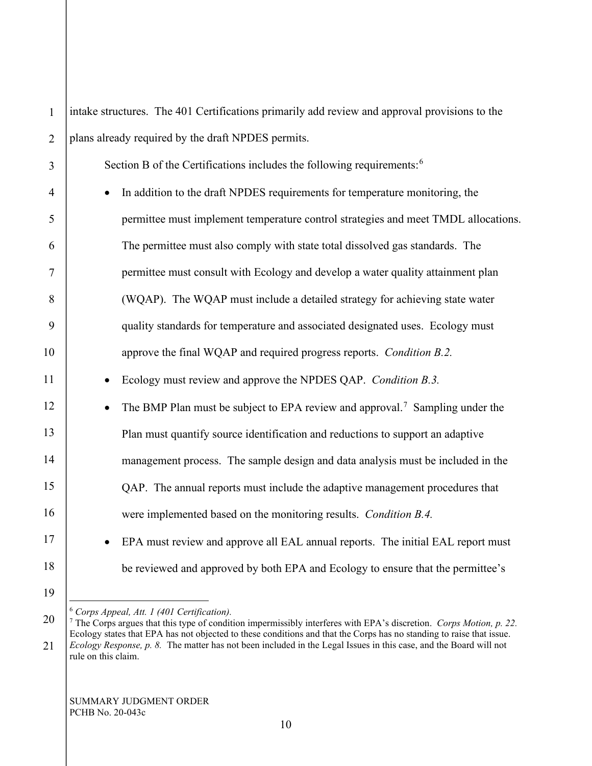intake structures. The 401 Certifications primarily add review and approval provisions to the plans already required by the draft NPDES permits.

Section B of the Certifications includes the following requirements:[6]

- In addition to the draft NPDES requirements for temperature monitoring, the permittee must implement temperature control strategies and meet TMDL allocations. The permittee must also comply with state total dissolved gas standards. The permittee must consult with Ecology and develop a water quality attainment plan (WQAP). The WQAP must include a detailed strategy for achieving state water quality standards for temperature and associated designated uses. Ecology must approve the final WQAP and required progress reports. *Condition B.2.*
- Ecology must review and approve the NPDES QAP. *Condition B.3.*
- The BMP Plan must be subject to EPA review and approval.[7] Sampling under the Plan must quantify source identification and reductions to support an adaptive management process. The sample design and data analysis must be included in the QAP. The annual reports must include the adaptive management procedures that were implemented based on the monitoring results. *Condition B.4.*
- EPA must review and approve all EAL annual reports. The initial EAL report must be reviewed and approved by both EPA and Ecology to ensure that the permittee's

---

[6] *Corps Appeal, Att. 1 (401 Certification).*

[7] The Corps argues that this type of condition impermissibly interferes with EPA's discretion. *Corps Motion, p. 22.* Ecology states that EPA has not objected to these conditions and that the Corps has no standing to raise that issue. *Ecology Response, p. 8.* The matter has not been included in the Legal Issues in this case, and the Board will not rule on this claim.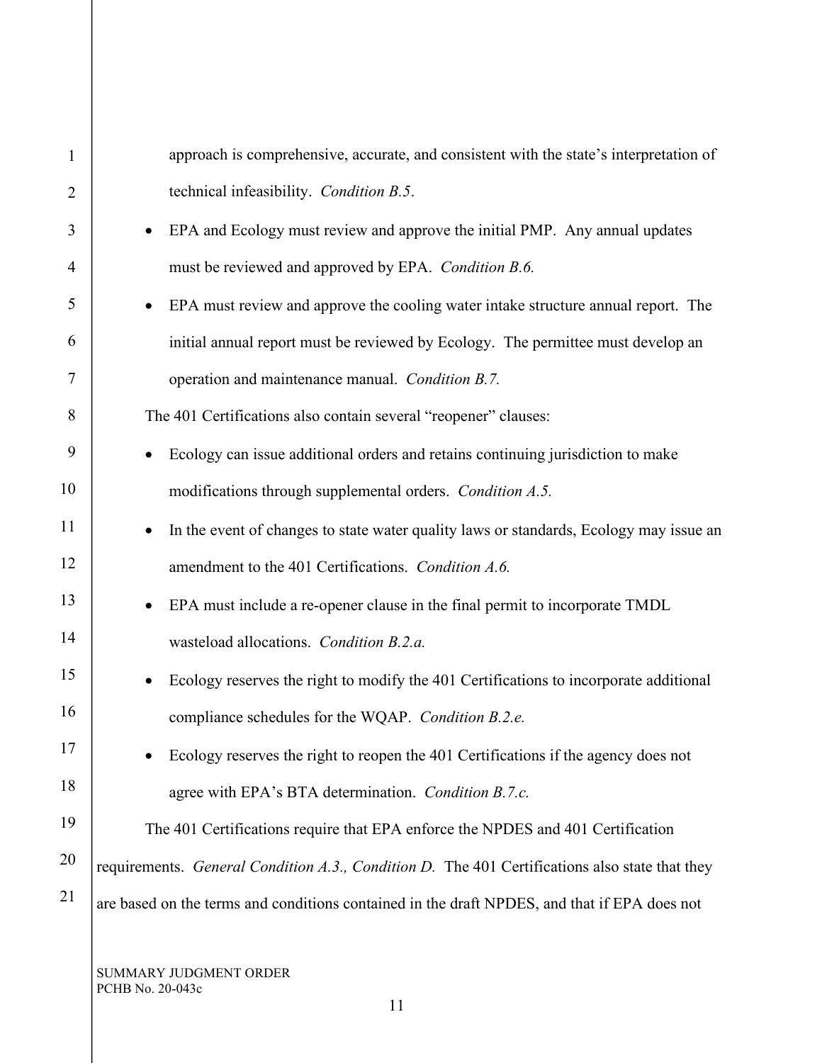approach is comprehensive, accurate, and consistent with the state's interpretation of technical infeasibility. *Condition B.5*.

- EPA and Ecology must review and approve the initial PMP. Any annual updates must be reviewed and approved by EPA. *Condition B.6.*
- EPA must review and approve the cooling water intake structure annual report. The initial annual report must be reviewed by Ecology. The permittee must develop an operation and maintenance manual. *Condition B.7.*

The 401 Certifications also contain several "reopener" clauses:

- Ecology can issue additional orders and retains continuing jurisdiction to make modifications through supplemental orders. *Condition A.5.*
- In the event of changes to state water quality laws or standards, Ecology may issue an amendment to the 401 Certifications. *Condition A.6.*
- EPA must include a re-opener clause in the final permit to incorporate TMDL wasteload allocations. *Condition B.2.a.*
- Ecology reserves the right to modify the 401 Certifications to incorporate additional compliance schedules for the WQAP. *Condition B.2.e.*
- Ecology reserves the right to reopen the 401 Certifications if the agency does not agree with EPA's BTA determination. *Condition B.7.c.*

The 401 Certifications require that EPA enforce the NPDES and 401 Certification requirements. *General Condition A.3., Condition D.* The 401 Certifications also state that they are based on the terms and conditions contained in the draft NPDES, and that if EPA does not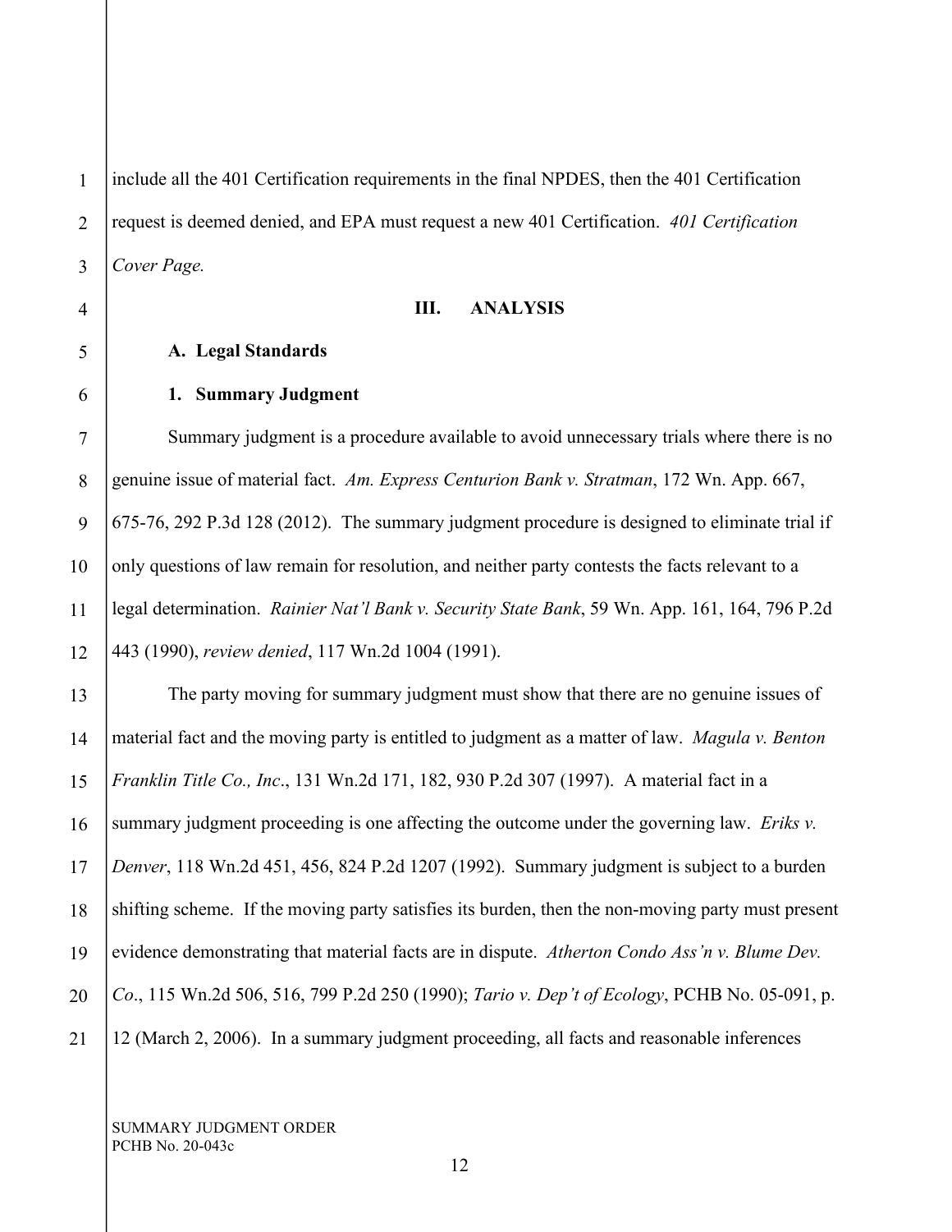include all the 401 Certification requirements in the final NPDES, then the 401 Certification request is deemed denied, and EPA must request a new 401 Certification. *401 Certification Cover Page.*

## III. ANALYSIS

### A. Legal Standards

#### 1. Summary Judgment

Summary judgment is a procedure available to avoid unnecessary trials where there is no genuine issue of material fact. *Am. Express Centurion Bank v. Stratman*, 172 Wn. App. 667, 675-76, 292 P.3d 128 (2012). The summary judgment procedure is designed to eliminate trial if only questions of law remain for resolution, and neither party contests the facts relevant to a legal determination. *Rainier Nat'l Bank v. Security State Bank*, 59 Wn. App. 161, 164, 796 P.2d 443 (1990), *review denied*, 117 Wn.2d 1004 (1991).

The party moving for summary judgment must show that there are no genuine issues of material fact and the moving party is entitled to judgment as a matter of law. *Magula v. Benton Franklin Title Co., Inc*., 131 Wn.2d 171, 182, 930 P.2d 307 (1997). A material fact in a summary judgment proceeding is one affecting the outcome under the governing law. *Eriks v. Denver*, 118 Wn.2d 451, 456, 824 P.2d 1207 (1992). Summary judgment is subject to a burden shifting scheme. If the moving party satisfies its burden, then the non-moving party must present evidence demonstrating that material facts are in dispute. *Atherton Condo Ass'n v. Blume Dev. Co*., 115 Wn.2d 506, 516, 799 P.2d 250 (1990); *Tario v. Dep't of Ecology*, PCHB No. 05-091, p. 12 (March 2, 2006). In a summary judgment proceeding, all facts and reasonable inferences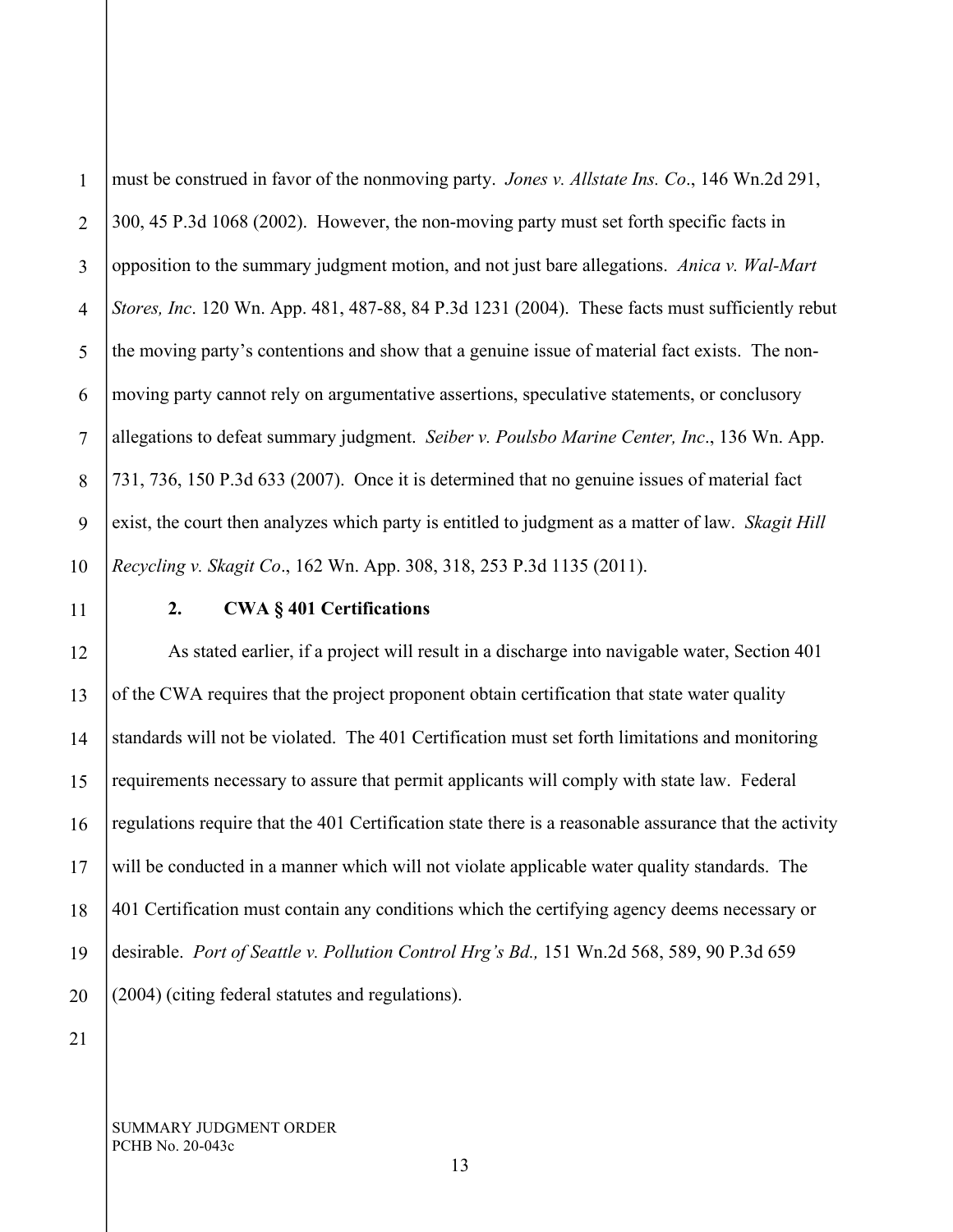must be construed in favor of the nonmoving party. *Jones v. Allstate Ins. Co*., 146 Wn.2d 291, 300, 45 P.3d 1068 (2002). However, the non-moving party must set forth specific facts in opposition to the summary judgment motion, and not just bare allegations. *Anica v. Wal-Mart Stores, Inc*. 120 Wn. App. 481, 487-88, 84 P.3d 1231 (2004). These facts must sufficiently rebut the moving party's contentions and show that a genuine issue of material fact exists. The non-moving party cannot rely on argumentative assertions, speculative statements, or conclusory allegations to defeat summary judgment. *Seiber v. Poulsbo Marine Center, Inc*., 136 Wn. App. 731, 736, 150 P.3d 633 (2007). Once it is determined that no genuine issues of material fact exist, the court then analyzes which party is entitled to judgment as a matter of law. *Skagit Hill Recycling v. Skagit Co*., 162 Wn. App. 308, 318, 253 P.3d 1135 (2011).

### 2. CWA § 401 Certifications

As stated earlier, if a project will result in a discharge into navigable water, Section 401 of the CWA requires that the project proponent obtain certification that state water quality standards will not be violated. The 401 Certification must set forth limitations and monitoring requirements necessary to assure that permit applicants will comply with state law. Federal regulations require that the 401 Certification state there is a reasonable assurance that the activity will be conducted in a manner which will not violate applicable water quality standards. The 401 Certification must contain any conditions which the certifying agency deems necessary or desirable. *Port of Seattle v. Pollution Control Hrg's Bd.,* 151 Wn.2d 568, 589, 90 P.3d 659 (2004) (citing federal statutes and regulations).

SUMMARY JUDGMENT ORDER
PCHB No. 20-043c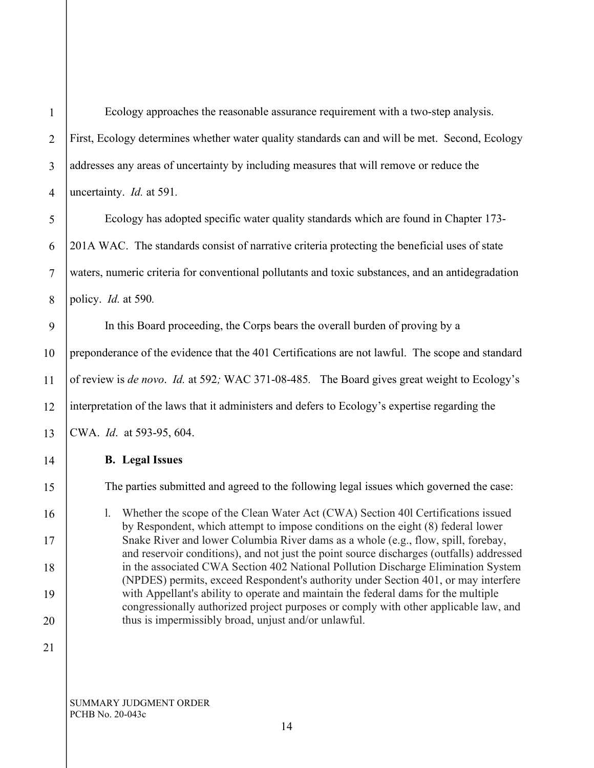Ecology approaches the reasonable assurance requirement with a two-step analysis. First, Ecology determines whether water quality standards can and will be met. Second, Ecology addresses any areas of uncertainty by including measures that will remove or reduce the uncertainty. *Id.* at 591.

Ecology has adopted specific water quality standards which are found in Chapter 173-201A WAC. The standards consist of narrative criteria protecting the beneficial uses of state waters, numeric criteria for conventional pollutants and toxic substances, and an antidegradation policy. *Id.* at 590.

In this Board proceeding, the Corps bears the overall burden of proving by a preponderance of the evidence that the 401 Certifications are not lawful. The scope and standard of review is *de novo*. *Id.* at 592; WAC 371-08-485. The Board gives great weight to Ecology's interpretation of the laws that it administers and defers to Ecology's expertise regarding the CWA. *Id*. at 593-95, 604.

**B. Legal Issues**

The parties submitted and agreed to the following legal issues which governed the case:

1. Whether the scope of the Clean Water Act (CWA) Section 401 Certifications issued by Respondent, which attempt to impose conditions on the eight (8) federal lower Snake River and lower Columbia River dams as a whole (e.g., flow, spill, forebay, and reservoir conditions), and not just the point source discharges (outfalls) addressed in the associated CWA Section 402 National Pollution Discharge Elimination System (NPDES) permits, exceed Respondent's authority under Section 401, or may interfere with Appellant's ability to operate and maintain the federal dams for the multiple congressionally authorized project purposes or comply with other applicable law, and thus is impermissibly broad, unjust and/or unlawful.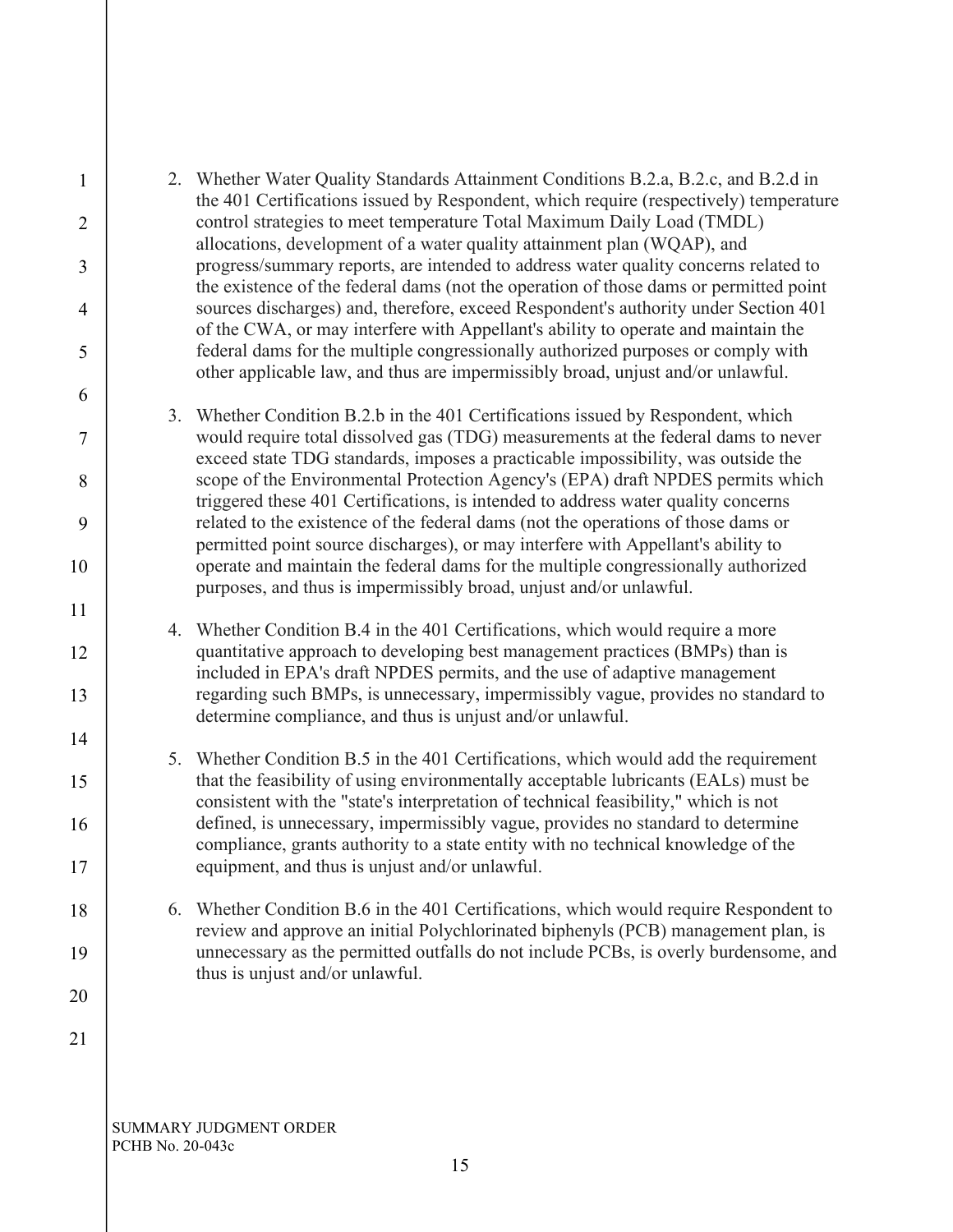2. Whether Water Quality Standards Attainment Conditions B.2.a, B.2.c, and B.2.d in the 401 Certifications issued by Respondent, which require (respectively) temperature control strategies to meet temperature Total Maximum Daily Load (TMDL) allocations, development of a water quality attainment plan (WQAP), and progress/summary reports, are intended to address water quality concerns related to the existence of the federal dams (not the operation of those dams or permitted point sources discharges) and, therefore, exceed Respondent's authority under Section 401 of the CWA, or may interfere with Appellant's ability to operate and maintain the federal dams for the multiple congressionally authorized purposes or comply with other applicable law, and thus are impermissibly broad, unjust and/or unlawful.

3. Whether Condition B.2.b in the 401 Certifications issued by Respondent, which would require total dissolved gas (TDG) measurements at the federal dams to never exceed state TDG standards, imposes a practicable impossibility, was outside the scope of the Environmental Protection Agency's (EPA) draft NPDES permits which triggered these 401 Certifications, is intended to address water quality concerns related to the existence of the federal dams (not the operations of those dams or permitted point source discharges), or may interfere with Appellant's ability to operate and maintain the federal dams for the multiple congressionally authorized purposes, and thus is impermissibly broad, unjust and/or unlawful.

4. Whether Condition B.4 in the 401 Certifications, which would require a more quantitative approach to developing best management practices (BMPs) than is included in EPA's draft NPDES permits, and the use of adaptive management regarding such BMPs, is unnecessary, impermissibly vague, provides no standard to determine compliance, and thus is unjust and/or unlawful.

5. Whether Condition B.5 in the 401 Certifications, which would add the requirement that the feasibility of using environmentally acceptable lubricants (EALs) must be consistent with the "state's interpretation of technical feasibility," which is not defined, is unnecessary, impermissibly vague, provides no standard to determine compliance, grants authority to a state entity with no technical knowledge of the equipment, and thus is unjust and/or unlawful.

6. Whether Condition B.6 in the 401 Certifications, which would require Respondent to review and approve an initial Polychlorinated biphenyls (PCB) management plan, is unnecessary as the permitted outfalls do not include PCBs, is overly burdensome, and thus is unjust and/or unlawful.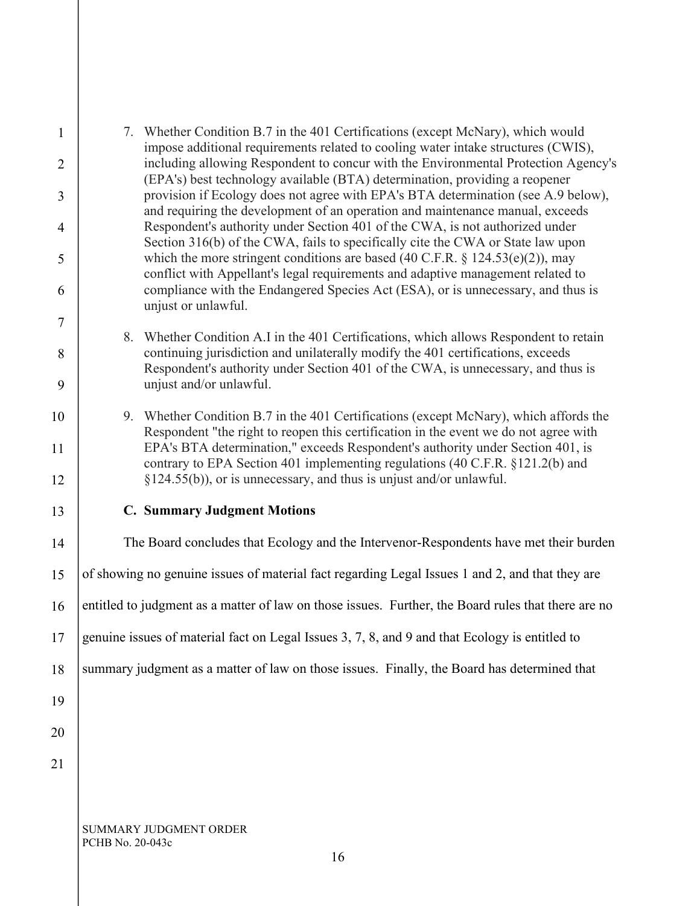7. Whether Condition B.7 in the 401 Certifications (except McNary), which would impose additional requirements related to cooling water intake structures (CWIS), including allowing Respondent to concur with the Environmental Protection Agency's (EPA's) best technology available (BTA) determination, providing a reopener provision if Ecology does not agree with EPA's BTA determination (see A.9 below), and requiring the development of an operation and maintenance manual, exceeds Respondent's authority under Section 401 of the CWA, is not authorized under Section 316(b) of the CWA, fails to specifically cite the CWA or State law upon which the more stringent conditions are based (40 C.F.R. § 124.53(e)(2)), may conflict with Appellant's legal requirements and adaptive management related to compliance with the Endangered Species Act (ESA), or is unnecessary, and thus is unjust or unlawful.

8. Whether Condition A.I in the 401 Certifications, which allows Respondent to retain continuing jurisdiction and unilaterally modify the 401 certifications, exceeds Respondent's authority under Section 401 of the CWA, is unnecessary, and thus is unjust and/or unlawful.

9. Whether Condition B.7 in the 401 Certifications (except McNary), which affords the Respondent "the right to reopen this certification in the event we do not agree with EPA's BTA determination," exceeds Respondent's authority under Section 401, is contrary to EPA Section 401 implementing regulations (40 C.F.R. §121.2(b) and §124.55(b)), or is unnecessary, and thus is unjust and/or unlawful.

### C. Summary Judgment Motions

The Board concludes that Ecology and the Intervenor-Respondents have met their burden of showing no genuine issues of material fact regarding Legal Issues 1 and 2, and that they are entitled to judgment as a matter of law on those issues. Further, the Board rules that there are no genuine issues of material fact on Legal Issues 3, 7, 8, and 9 and that Ecology is entitled to summary judgment as a matter of law on those issues. Finally, the Board has determined that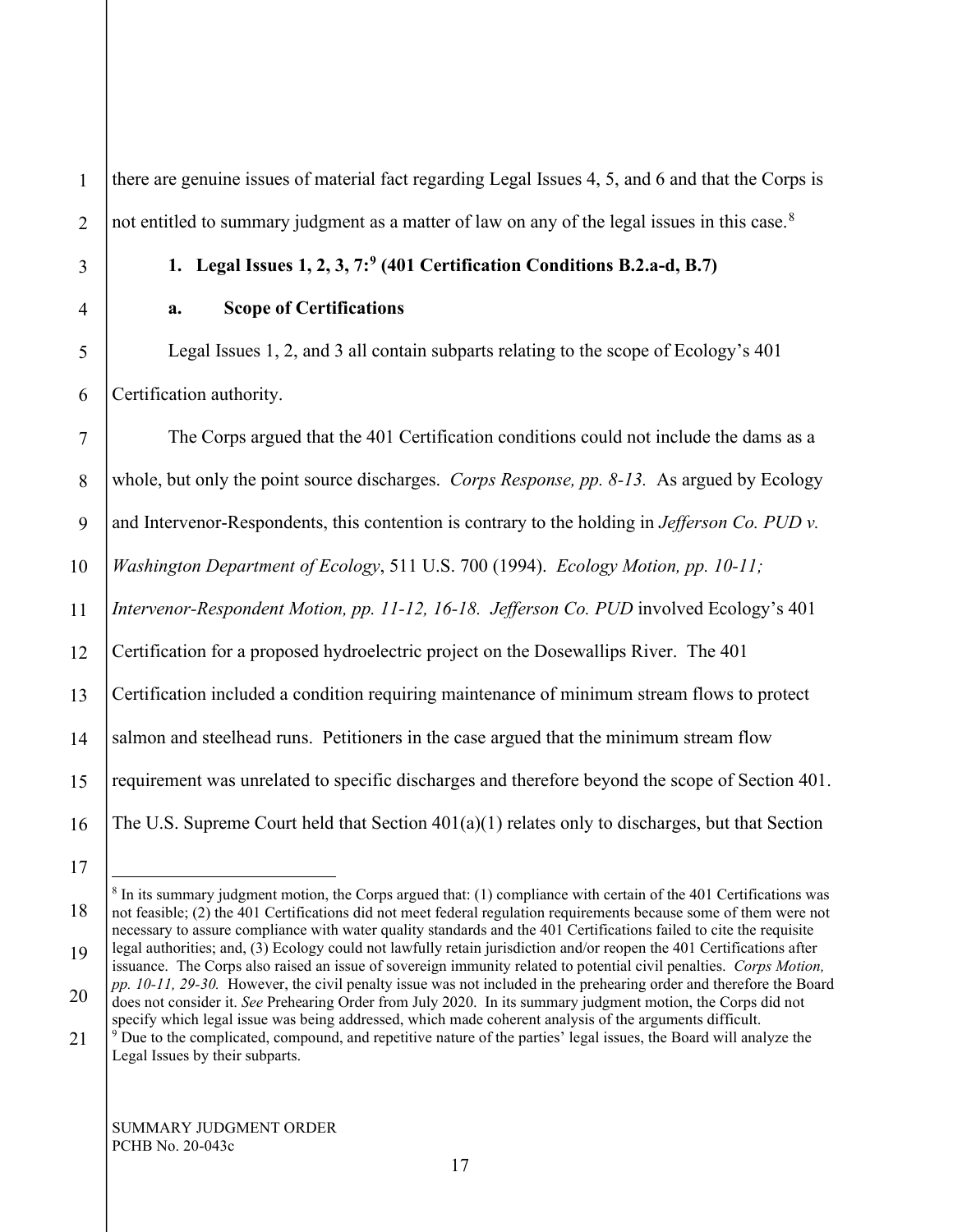there are genuine issues of material fact regarding Legal Issues 4, 5, and 6 and that the Corps is not entitled to summary judgment as a matter of law on any of the legal issues in this case.[8]

### 1. Legal Issues 1, 2, 3, 7:[9] (401 Certification Conditions B.2.a-d, B.7)

#### a. Scope of Certifications

Legal Issues 1, 2, and 3 all contain subparts relating to the scope of Ecology's 401 Certification authority.

The Corps argued that the 401 Certification conditions could not include the dams as a whole, but only the point source discharges. *Corps Response, pp. 8-13.* As argued by Ecology and Intervenor-Respondents, this contention is contrary to the holding in *Jefferson Co. PUD v. Washington Department of Ecology*, 511 U.S. 700 (1994). *Ecology Motion, pp. 10-11; Intervenor-Respondent Motion, pp. 11-12, 16-18. Jefferson Co. PUD* involved Ecology's 401 Certification for a proposed hydroelectric project on the Dosewallips River. The 401 Certification included a condition requiring maintenance of minimum stream flows to protect salmon and steelhead runs. Petitioners in the case argued that the minimum stream flow requirement was unrelated to specific discharges and therefore beyond the scope of Section 401. The U.S. Supreme Court held that Section 401(a)(1) relates only to discharges, but that Section

---

[8] In its summary judgment motion, the Corps argued that: (1) compliance with certain of the 401 Certifications was not feasible; (2) the 401 Certifications did not meet federal regulation requirements because some of them were not necessary to assure compliance with water quality standards and the 401 Certifications failed to cite the requisite legal authorities; and, (3) Ecology could not lawfully retain jurisdiction and/or reopen the 401 Certifications after issuance. The Corps also raised an issue of sovereign immunity related to potential civil penalties. *Corps Motion, pp. 10-11, 29-30.* However, the civil penalty issue was not included in the prehearing order and therefore the Board does not consider it. *See* Prehearing Order from July 2020. In its summary judgment motion, the Corps did not specify which legal issue was being addressed, which made coherent analysis of the arguments difficult.

[9] Due to the complicated, compound, and repetitive nature of the parties' legal issues, the Board will analyze the Legal Issues by their subparts.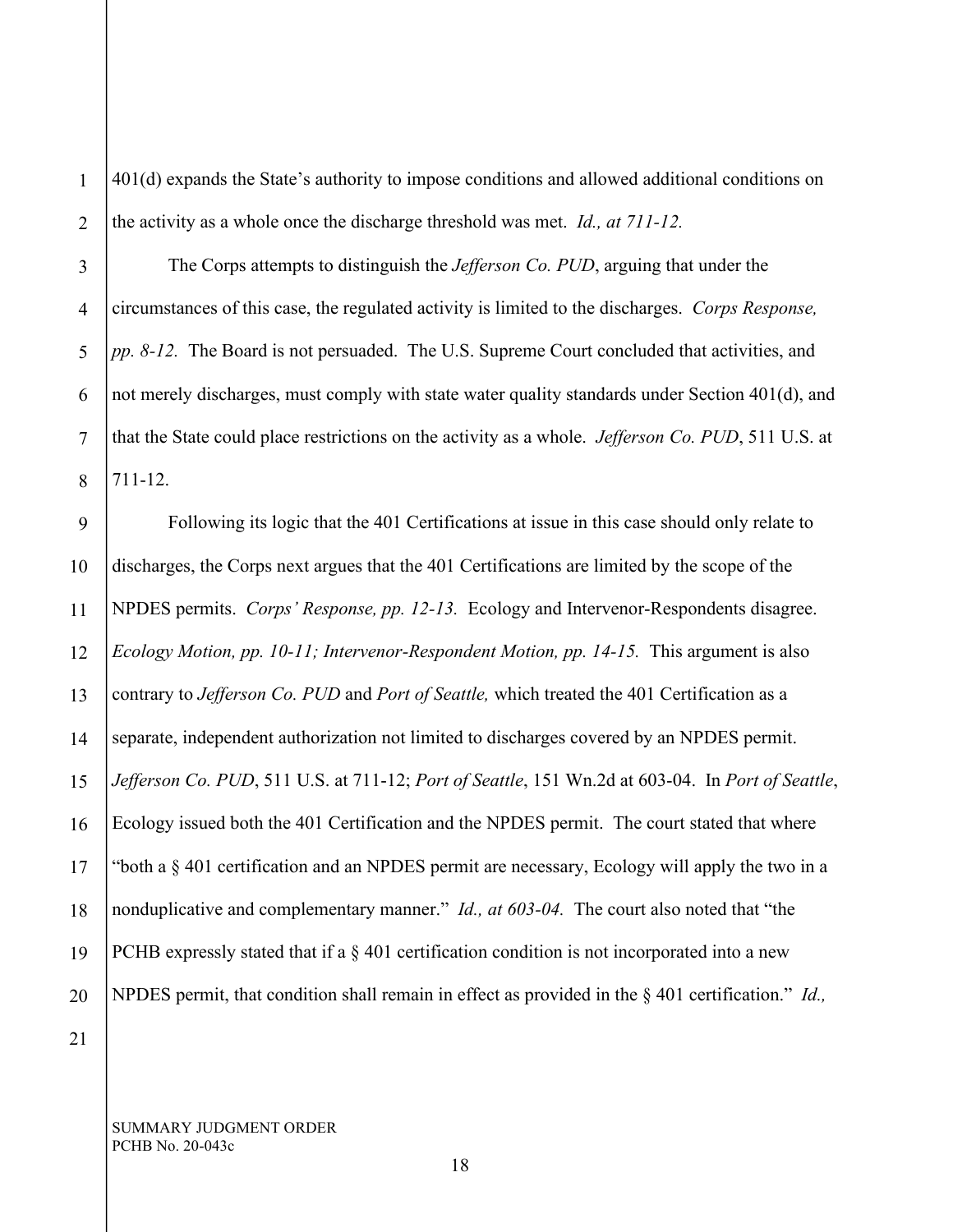401(d) expands the State's authority to impose conditions and allowed additional conditions on the activity as a whole once the discharge threshold was met. *Id., at 711-12.*

The Corps attempts to distinguish the *Jefferson Co. PUD*, arguing that under the circumstances of this case, the regulated activity is limited to the discharges. *Corps Response, pp. 8-12.* The Board is not persuaded. The U.S. Supreme Court concluded that activities, and not merely discharges, must comply with state water quality standards under Section 401(d), and that the State could place restrictions on the activity as a whole. *Jefferson Co. PUD*, 511 U.S. at 711-12.

Following its logic that the 401 Certifications at issue in this case should only relate to discharges, the Corps next argues that the 401 Certifications are limited by the scope of the NPDES permits. *Corps' Response, pp. 12-13.* Ecology and Intervenor-Respondents disagree. *Ecology Motion, pp. 10-11; Intervenor-Respondent Motion, pp. 14-15.* This argument is also contrary to *Jefferson Co. PUD* and *Port of Seattle,* which treated the 401 Certification as a separate, independent authorization not limited to discharges covered by an NPDES permit. *Jefferson Co. PUD*, 511 U.S. at 711-12; *Port of Seattle*, 151 Wn.2d at 603-04. In *Port of Seattle*, Ecology issued both the 401 Certification and the NPDES permit. The court stated that where "both a § 401 certification and an NPDES permit are necessary, Ecology will apply the two in a nonduplicative and complementary manner." *Id., at 603-04.* The court also noted that "the PCHB expressly stated that if a § 401 certification condition is not incorporated into a new NPDES permit, that condition shall remain in effect as provided in the § 401 certification." *Id.,*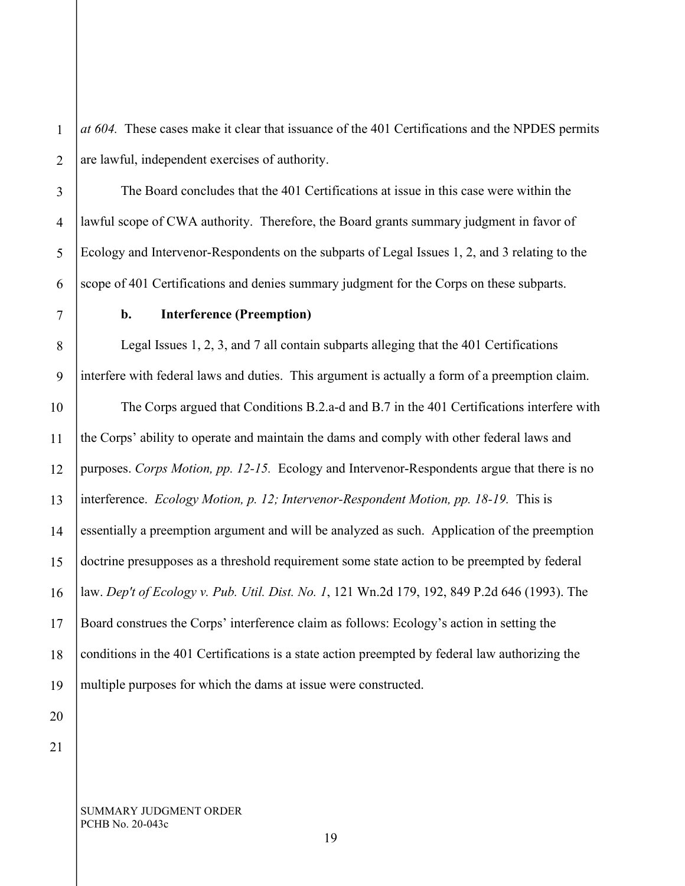*at 604.* These cases make it clear that issuance of the 401 Certifications and the NPDES permits are lawful, independent exercises of authority.

The Board concludes that the 401 Certifications at issue in this case were within the lawful scope of CWA authority. Therefore, the Board grants summary judgment in favor of Ecology and Intervenor-Respondents on the subparts of Legal Issues 1, 2, and 3 relating to the scope of 401 Certifications and denies summary judgment for the Corps on these subparts.

**b. Interference (Preemption)**

Legal Issues 1, 2, 3, and 7 all contain subparts alleging that the 401 Certifications interfere with federal laws and duties. This argument is actually a form of a preemption claim.

The Corps argued that Conditions B.2.a-d and B.7 in the 401 Certifications interfere with the Corps' ability to operate and maintain the dams and comply with other federal laws and purposes. *Corps Motion, pp. 12-15.* Ecology and Intervenor-Respondents argue that there is no interference. *Ecology Motion, p. 12; Intervenor-Respondent Motion, pp. 18-19.* This is essentially a preemption argument and will be analyzed as such. Application of the preemption doctrine presupposes as a threshold requirement some state action to be preempted by federal law. *Dep't of Ecology v. Pub. Util. Dist. No. 1*, 121 Wn.2d 179, 192, 849 P.2d 646 (1993). The Board construes the Corps' interference claim as follows: Ecology's action in setting the conditions in the 401 Certifications is a state action preempted by federal law authorizing the multiple purposes for which the dams at issue were constructed.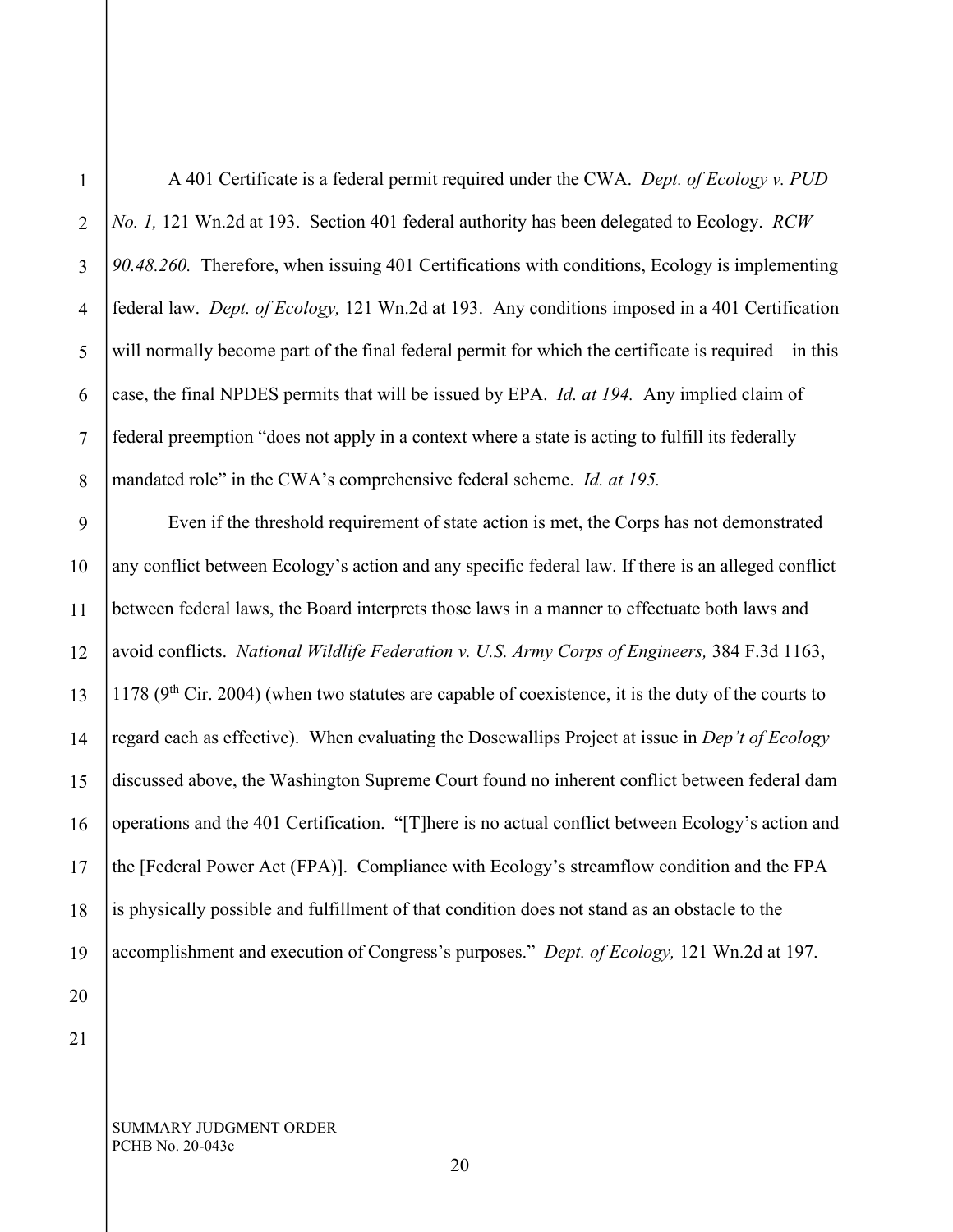A 401 Certificate is a federal permit required under the CWA. *Dept. of Ecology v. PUD No. 1,* 121 Wn.2d at 193. Section 401 federal authority has been delegated to Ecology. *RCW 90.48.260.* Therefore, when issuing 401 Certifications with conditions, Ecology is implementing federal law. *Dept. of Ecology,* 121 Wn.2d at 193. Any conditions imposed in a 401 Certification will normally become part of the final federal permit for which the certificate is required – in this case, the final NPDES permits that will be issued by EPA. *Id. at 194.* Any implied claim of federal preemption "does not apply in a context where a state is acting to fulfill its federally mandated role" in the CWA's comprehensive federal scheme. *Id. at 195.*

Even if the threshold requirement of state action is met, the Corps has not demonstrated any conflict between Ecology's action and any specific federal law. If there is an alleged conflict between federal laws, the Board interprets those laws in a manner to effectuate both laws and avoid conflicts. *National Wildlife Federation v. U.S. Army Corps of Engineers,* 384 F.3d 1163, 1178 (9th Cir. 2004) (when two statutes are capable of coexistence, it is the duty of the courts to regard each as effective). When evaluating the Dosewallips Project at issue in *Dep't of Ecology* discussed above, the Washington Supreme Court found no inherent conflict between federal dam operations and the 401 Certification. "[T]here is no actual conflict between Ecology's action and the [Federal Power Act (FPA)]. Compliance with Ecology's streamflow condition and the FPA is physically possible and fulfillment of that condition does not stand as an obstacle to the accomplishment and execution of Congress's purposes." *Dept. of Ecology,* 121 Wn.2d at 197.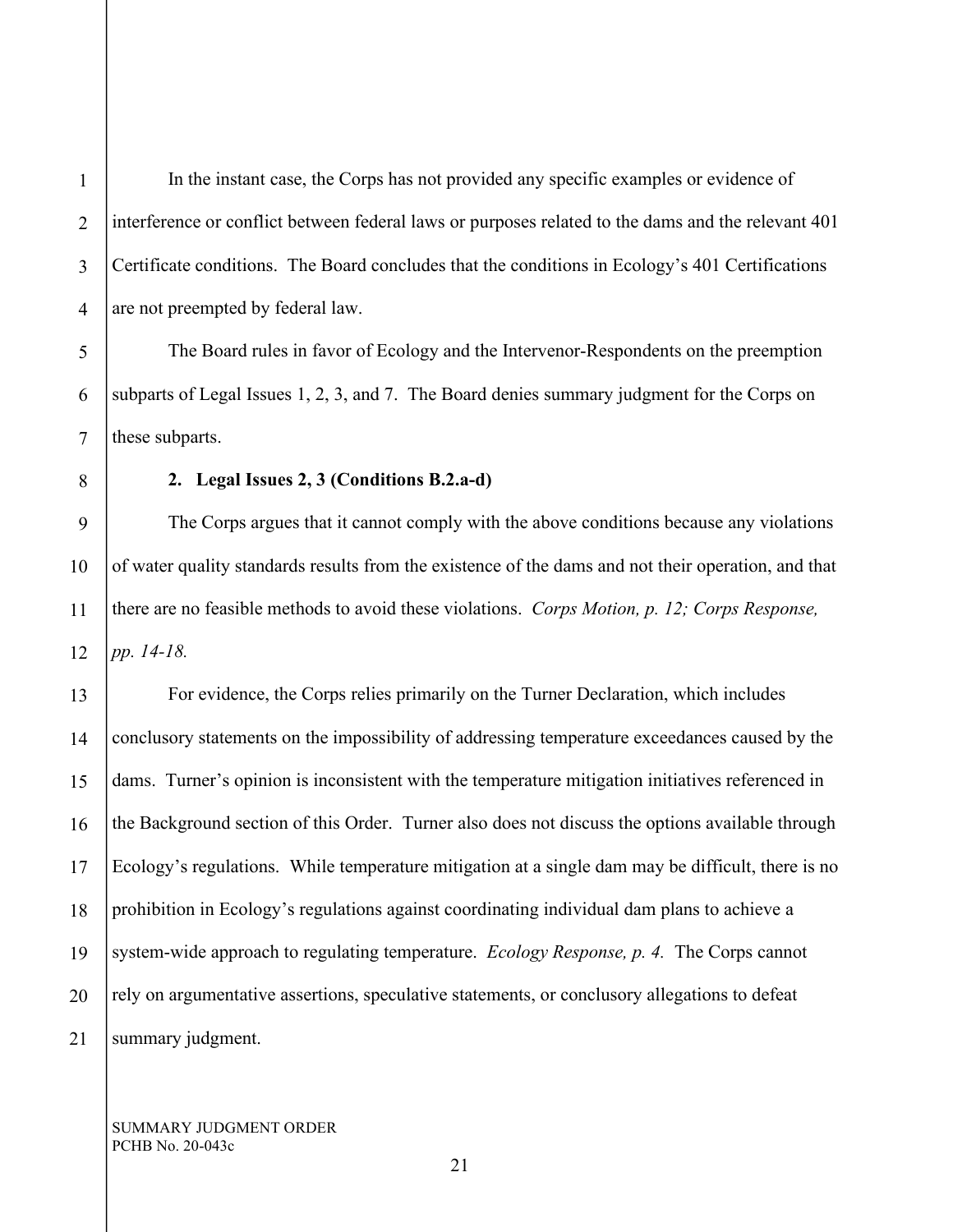In the instant case, the Corps has not provided any specific examples or evidence of interference or conflict between federal laws or purposes related to the dams and the relevant 401 Certificate conditions. The Board concludes that the conditions in Ecology's 401 Certifications are not preempted by federal law.

The Board rules in favor of Ecology and the Intervenor-Respondents on the preemption subparts of Legal Issues 1, 2, 3, and 7. The Board denies summary judgment for the Corps on these subparts.

**2. Legal Issues 2, 3 (Conditions B.2.a-d)**

The Corps argues that it cannot comply with the above conditions because any violations of water quality standards results from the existence of the dams and not their operation, and that there are no feasible methods to avoid these violations. *Corps Motion, p. 12; Corps Response, pp. 14-18.*

For evidence, the Corps relies primarily on the Turner Declaration, which includes conclusory statements on the impossibility of addressing temperature exceedances caused by the dams. Turner's opinion is inconsistent with the temperature mitigation initiatives referenced in the Background section of this Order. Turner also does not discuss the options available through Ecology's regulations. While temperature mitigation at a single dam may be difficult, there is no prohibition in Ecology's regulations against coordinating individual dam plans to achieve a system-wide approach to regulating temperature. *Ecology Response, p. 4.* The Corps cannot rely on argumentative assertions, speculative statements, or conclusory allegations to defeat summary judgment.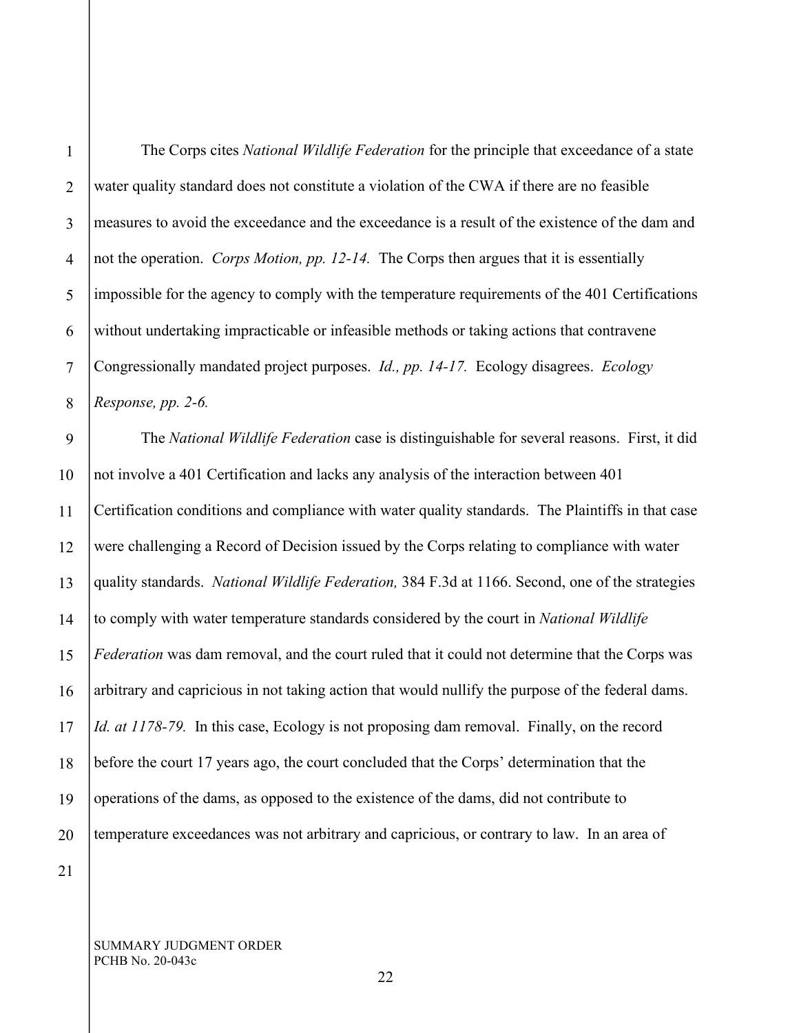The Corps cites *National Wildlife Federation* for the principle that exceedance of a state water quality standard does not constitute a violation of the CWA if there are no feasible measures to avoid the exceedance and the exceedance is a result of the existence of the dam and not the operation. *Corps Motion, pp. 12-14.* The Corps then argues that it is essentially impossible for the agency to comply with the temperature requirements of the 401 Certifications without undertaking impracticable or infeasible methods or taking actions that contravene Congressionally mandated project purposes. *Id., pp. 14-17.* Ecology disagrees. *Ecology Response, pp. 2-6.*

The *National Wildlife Federation* case is distinguishable for several reasons. First, it did not involve a 401 Certification and lacks any analysis of the interaction between 401 Certification conditions and compliance with water quality standards. The Plaintiffs in that case were challenging a Record of Decision issued by the Corps relating to compliance with water quality standards. *National Wildlife Federation,* 384 F.3d at 1166. Second, one of the strategies to comply with water temperature standards considered by the court in *National Wildlife Federation* was dam removal, and the court ruled that it could not determine that the Corps was arbitrary and capricious in not taking action that would nullify the purpose of the federal dams. *Id. at 1178-79.* In this case, Ecology is not proposing dam removal. Finally, on the record before the court 17 years ago, the court concluded that the Corps' determination that the operations of the dams, as opposed to the existence of the dams, did not contribute to temperature exceedances was not arbitrary and capricious, or contrary to law. In an area of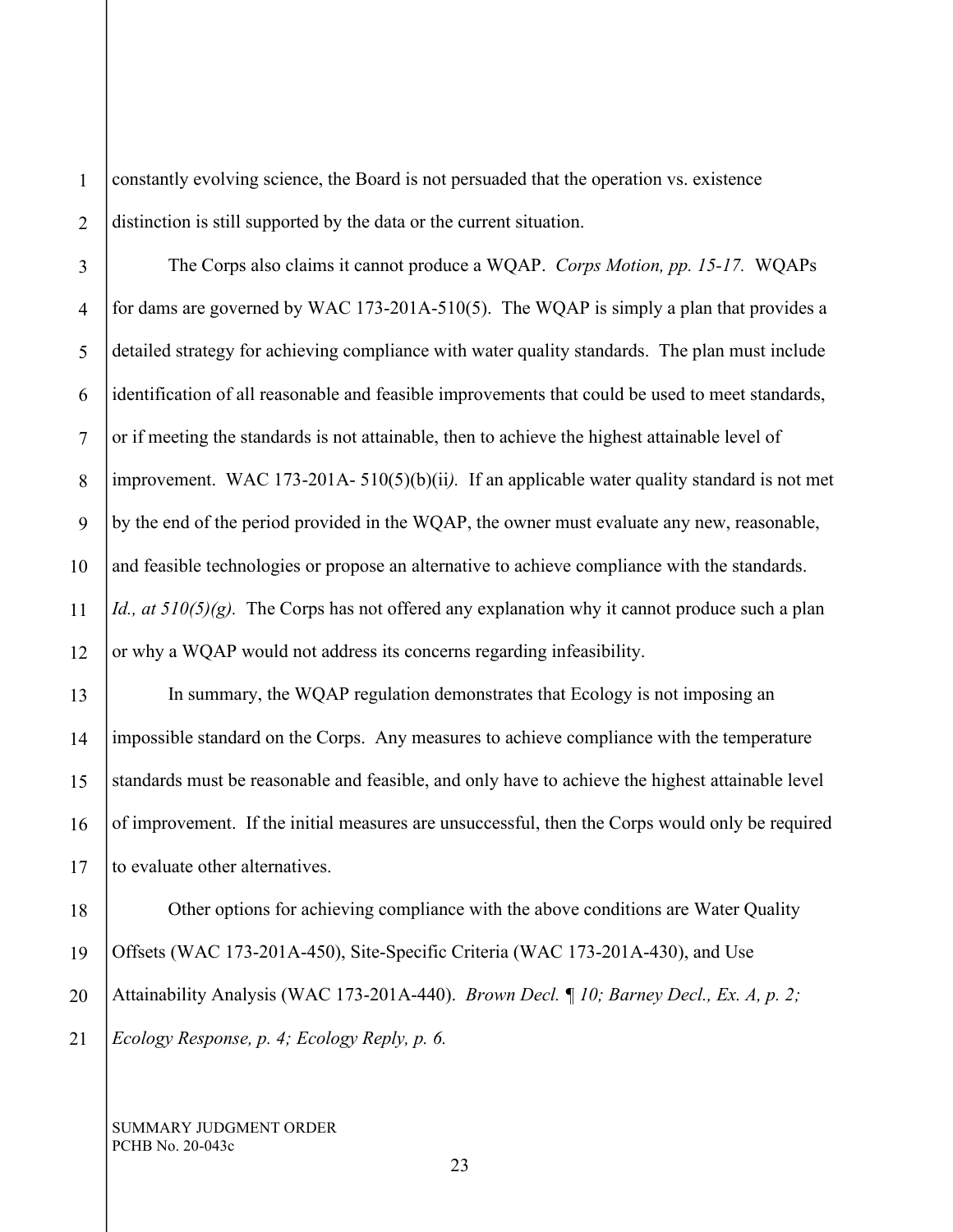constantly evolving science, the Board is not persuaded that the operation vs. existence distinction is still supported by the data or the current situation.

The Corps also claims it cannot produce a WQAP. *Corps Motion, pp. 15-17.* WQAPs for dams are governed by WAC 173-201A-510(5). The WQAP is simply a plan that provides a detailed strategy for achieving compliance with water quality standards. The plan must include identification of all reasonable and feasible improvements that could be used to meet standards, or if meeting the standards is not attainable, then to achieve the highest attainable level of improvement. WAC 173-201A- 510(5)(b)(ii*).* If an applicable water quality standard is not met by the end of the period provided in the WQAP, the owner must evaluate any new, reasonable, and feasible technologies or propose an alternative to achieve compliance with the standards. *Id., at 510(5)(g).* The Corps has not offered any explanation why it cannot produce such a plan or why a WQAP would not address its concerns regarding infeasibility.

In summary, the WQAP regulation demonstrates that Ecology is not imposing an impossible standard on the Corps. Any measures to achieve compliance with the temperature standards must be reasonable and feasible, and only have to achieve the highest attainable level of improvement. If the initial measures are unsuccessful, then the Corps would only be required to evaluate other alternatives.

Other options for achieving compliance with the above conditions are Water Quality Offsets (WAC 173-201A-450), Site-Specific Criteria (WAC 173-201A-430), and Use Attainability Analysis (WAC 173-201A-440). *Brown Decl. ¶ 10; Barney Decl., Ex. A, p. 2; Ecology Response, p. 4; Ecology Reply, p. 6.*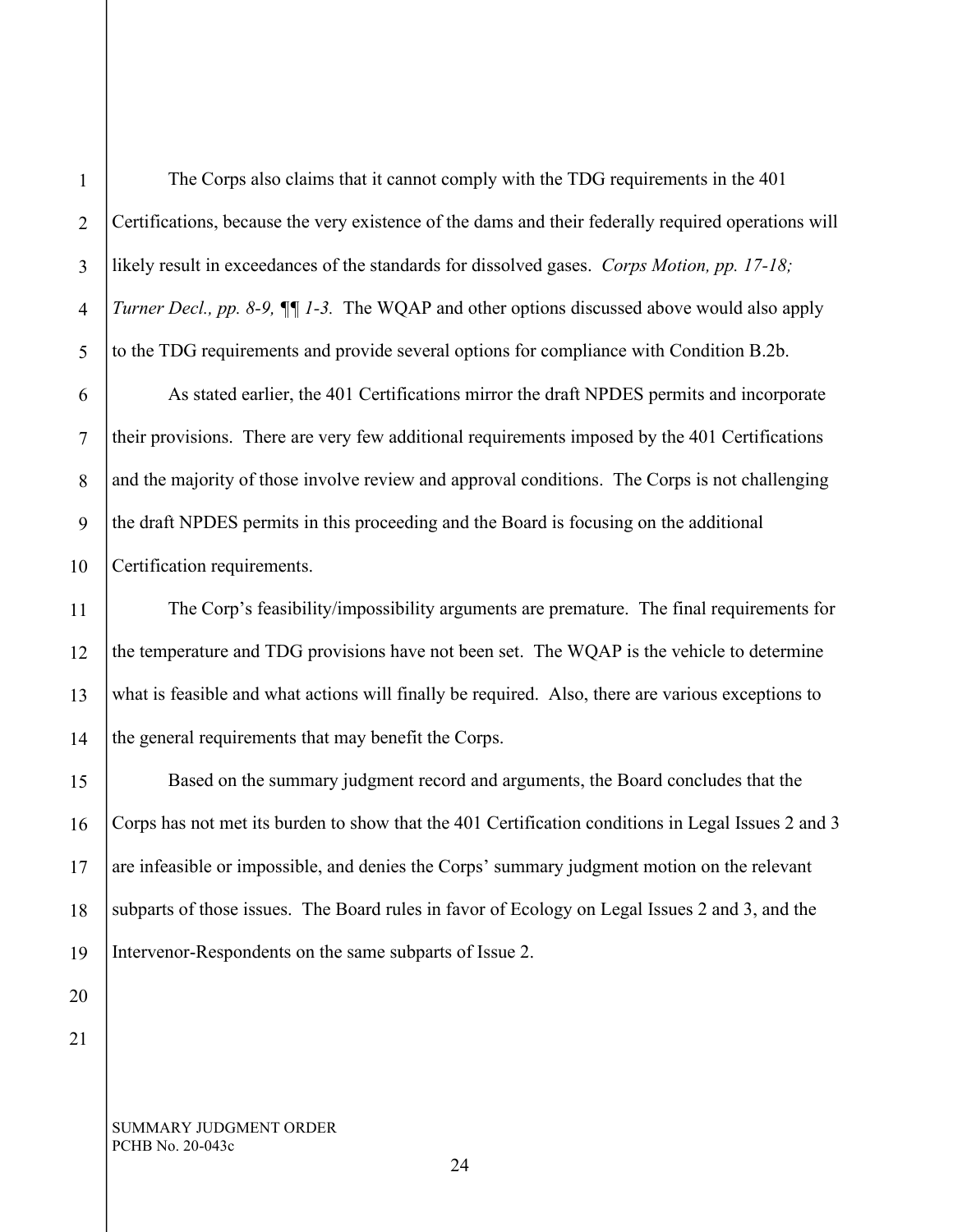The Corps also claims that it cannot comply with the TDG requirements in the 401 Certifications, because the very existence of the dams and their federally required operations will likely result in exceedances of the standards for dissolved gases. *Corps Motion, pp. 17-18; Turner Decl., pp. 8-9, ¶¶ 1-3.* The WQAP and other options discussed above would also apply to the TDG requirements and provide several options for compliance with Condition B.2b.

As stated earlier, the 401 Certifications mirror the draft NPDES permits and incorporate their provisions. There are very few additional requirements imposed by the 401 Certifications and the majority of those involve review and approval conditions. The Corps is not challenging the draft NPDES permits in this proceeding and the Board is focusing on the additional Certification requirements.

The Corp's feasibility/impossibility arguments are premature. The final requirements for the temperature and TDG provisions have not been set. The WQAP is the vehicle to determine what is feasible and what actions will finally be required. Also, there are various exceptions to the general requirements that may benefit the Corps.

Based on the summary judgment record and arguments, the Board concludes that the Corps has not met its burden to show that the 401 Certification conditions in Legal Issues 2 and 3 are infeasible or impossible, and denies the Corps' summary judgment motion on the relevant subparts of those issues. The Board rules in favor of Ecology on Legal Issues 2 and 3, and the Intervenor-Respondents on the same subparts of Issue 2.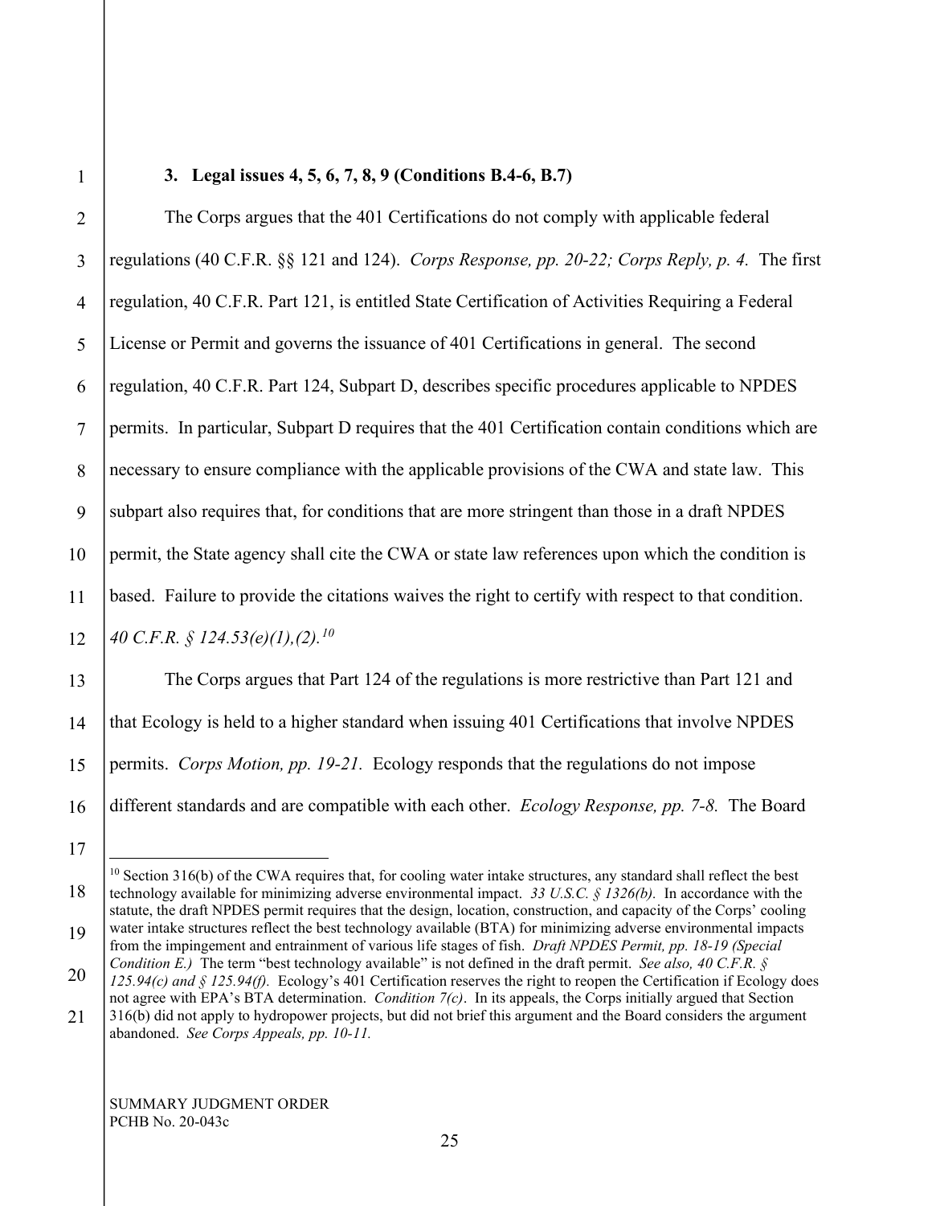### 3. Legal issues 4, 5, 6, 7, 8, 9 (Conditions B.4-6, B.7)

The Corps argues that the 401 Certifications do not comply with applicable federal regulations (40 C.F.R. §§ 121 and 124). *Corps Response, pp. 20-22; Corps Reply, p. 4.* The first regulation, 40 C.F.R. Part 121, is entitled State Certification of Activities Requiring a Federal License or Permit and governs the issuance of 401 Certifications in general. The second regulation, 40 C.F.R. Part 124, Subpart D, describes specific procedures applicable to NPDES permits. In particular, Subpart D requires that the 401 Certification contain conditions which are necessary to ensure compliance with the applicable provisions of the CWA and state law. This subpart also requires that, for conditions that are more stringent than those in a draft NPDES permit, the State agency shall cite the CWA or state law references upon which the condition is based. Failure to provide the citations waives the right to certify with respect to that condition. *40 C.F.R. § 124.53(e)(1),(2).*[10]

The Corps argues that Part 124 of the regulations is more restrictive than Part 121 and that Ecology is held to a higher standard when issuing 401 Certifications that involve NPDES permits. *Corps Motion, pp. 19-21.* Ecology responds that the regulations do not impose different standards and are compatible with each other. *Ecology Response, pp. 7-8.* The Board

---

[10] Section 316(b) of the CWA requires that, for cooling water intake structures, any standard shall reflect the best technology available for minimizing adverse environmental impact. *33 U.S.C. § 1326(b).* In accordance with the statute, the draft NPDES permit requires that the design, location, construction, and capacity of the Corps' cooling water intake structures reflect the best technology available (BTA) for minimizing adverse environmental impacts from the impingement and entrainment of various life stages of fish. *Draft NPDES Permit, pp. 18-19 (Special Condition E.)* The term "best technology available" is not defined in the draft permit. *See also, 40 C.F.R. § 125.94(c) and § 125.94(f).* Ecology's 401 Certification reserves the right to reopen the Certification if Ecology does not agree with EPA's BTA determination. *Condition 7(c)*. In its appeals, the Corps initially argued that Section 316(b) did not apply to hydropower projects, but did not brief this argument and the Board considers the argument abandoned. *See Corps Appeals, pp. 10-11.*

SUMMARY JUDGMENT ORDER
PCHB No. 20-043c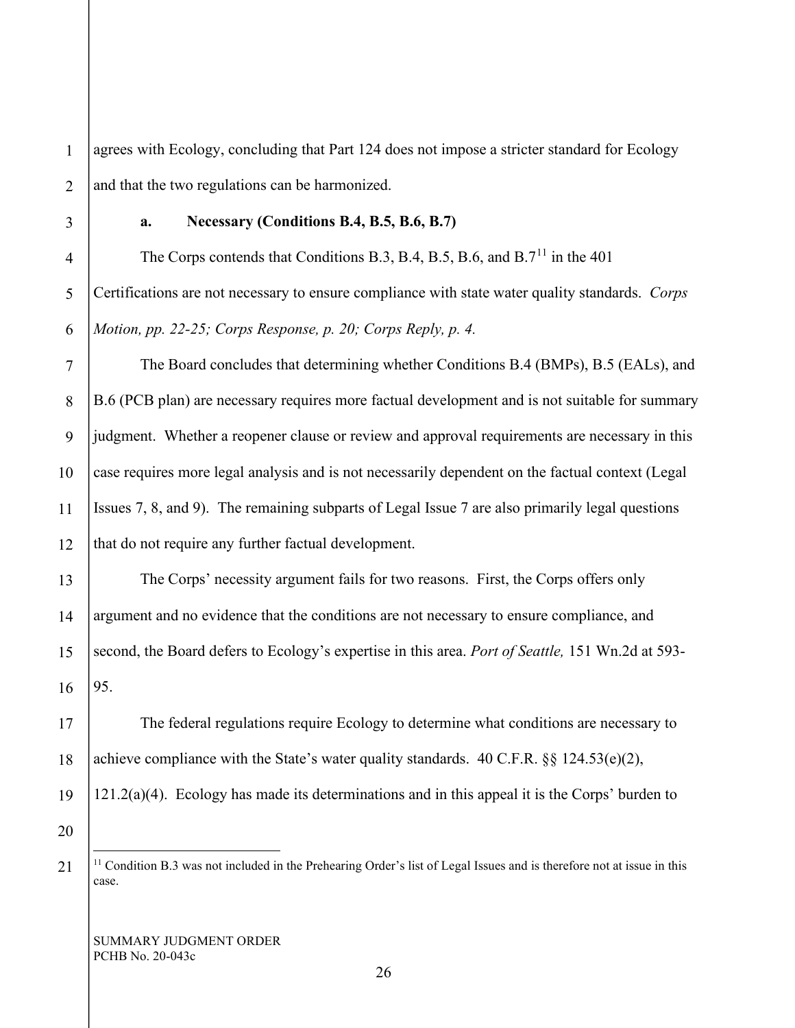agrees with Ecology, concluding that Part 124 does not impose a stricter standard for Ecology and that the two regulations can be harmonized.

**a. Necessary (Conditions B.4, B.5, B.6, B.7)**

The Corps contends that Conditions B.3, B.4, B.5, B.6, and B.7[11] in the 401 Certifications are not necessary to ensure compliance with state water quality standards. *Corps Motion, pp. 22-25; Corps Response, p. 20; Corps Reply, p. 4.*

The Board concludes that determining whether Conditions B.4 (BMPs), B.5 (EALs), and B.6 (PCB plan) are necessary requires more factual development and is not suitable for summary judgment. Whether a reopener clause or review and approval requirements are necessary in this case requires more legal analysis and is not necessarily dependent on the factual context (Legal Issues 7, 8, and 9). The remaining subparts of Legal Issue 7 are also primarily legal questions that do not require any further factual development.

The Corps' necessity argument fails for two reasons. First, the Corps offers only argument and no evidence that the conditions are not necessary to ensure compliance, and second, the Board defers to Ecology's expertise in this area. *Port of Seattle,* 151 Wn.2d at 593-95.

The federal regulations require Ecology to determine what conditions are necessary to achieve compliance with the State's water quality standards. 40 C.F.R. §§ 124.53(e)(2), 121.2(a)(4). Ecology has made its determinations and in this appeal it is the Corps' burden to

[11] Condition B.3 was not included in the Prehearing Order's list of Legal Issues and is therefore not at issue in this case.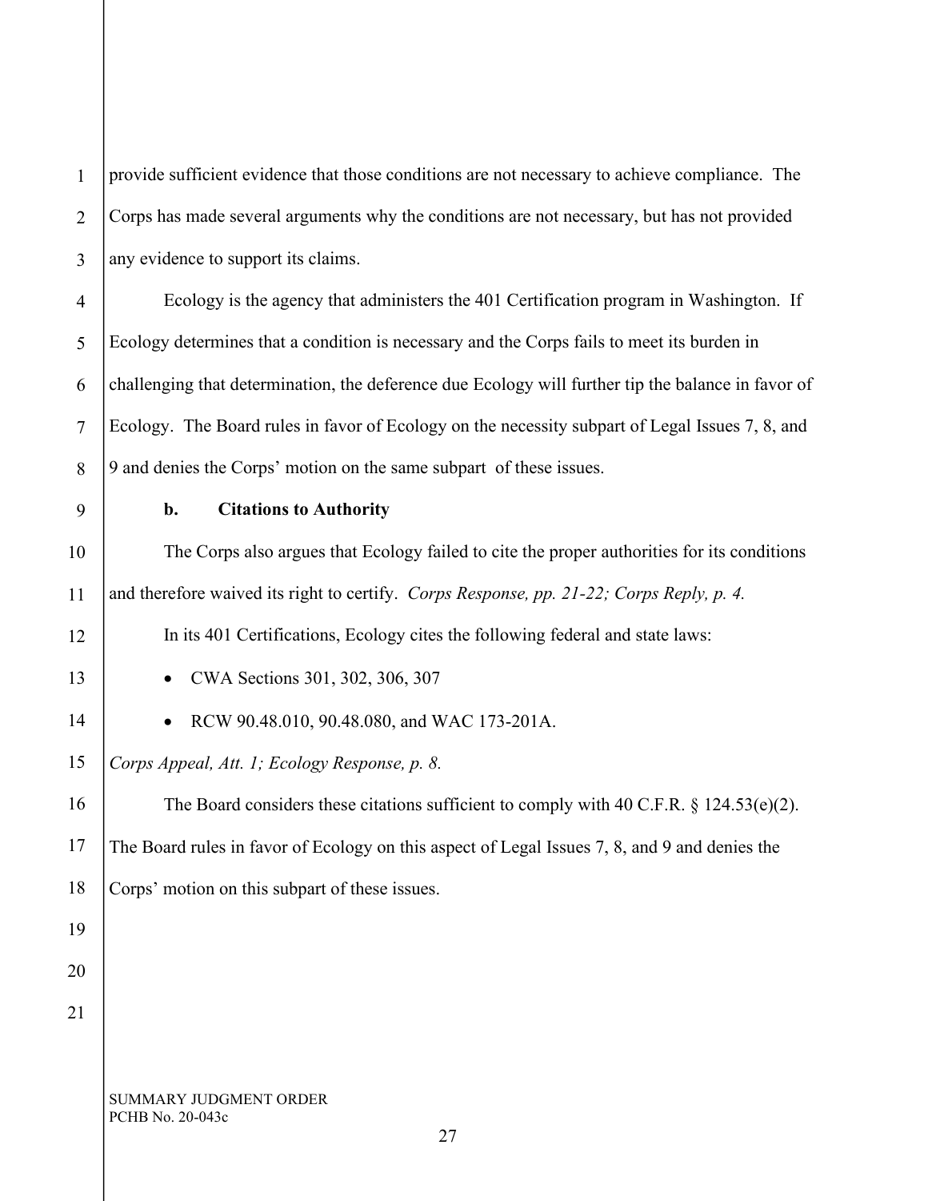provide sufficient evidence that those conditions are not necessary to achieve compliance. The Corps has made several arguments why the conditions are not necessary, but has not provided any evidence to support its claims.

Ecology is the agency that administers the 401 Certification program in Washington. If Ecology determines that a condition is necessary and the Corps fails to meet its burden in challenging that determination, the deference due Ecology will further tip the balance in favor of Ecology. The Board rules in favor of Ecology on the necessity subpart of Legal Issues 7, 8, and 9 and denies the Corps' motion on the same subpart of these issues.

**b. Citations to Authority**

The Corps also argues that Ecology failed to cite the proper authorities for its conditions and therefore waived its right to certify. *Corps Response, pp. 21-22; Corps Reply, p. 4.*

In its 401 Certifications, Ecology cites the following federal and state laws:

- CWA Sections 301, 302, 306, 307
- RCW 90.48.010, 90.48.080, and WAC 173-201A.

*Corps Appeal, Att. 1; Ecology Response, p. 8.*

The Board considers these citations sufficient to comply with 40 C.F.R. § 124.53(e)(2). The Board rules in favor of Ecology on this aspect of Legal Issues 7, 8, and 9 and denies the Corps' motion on this subpart of these issues.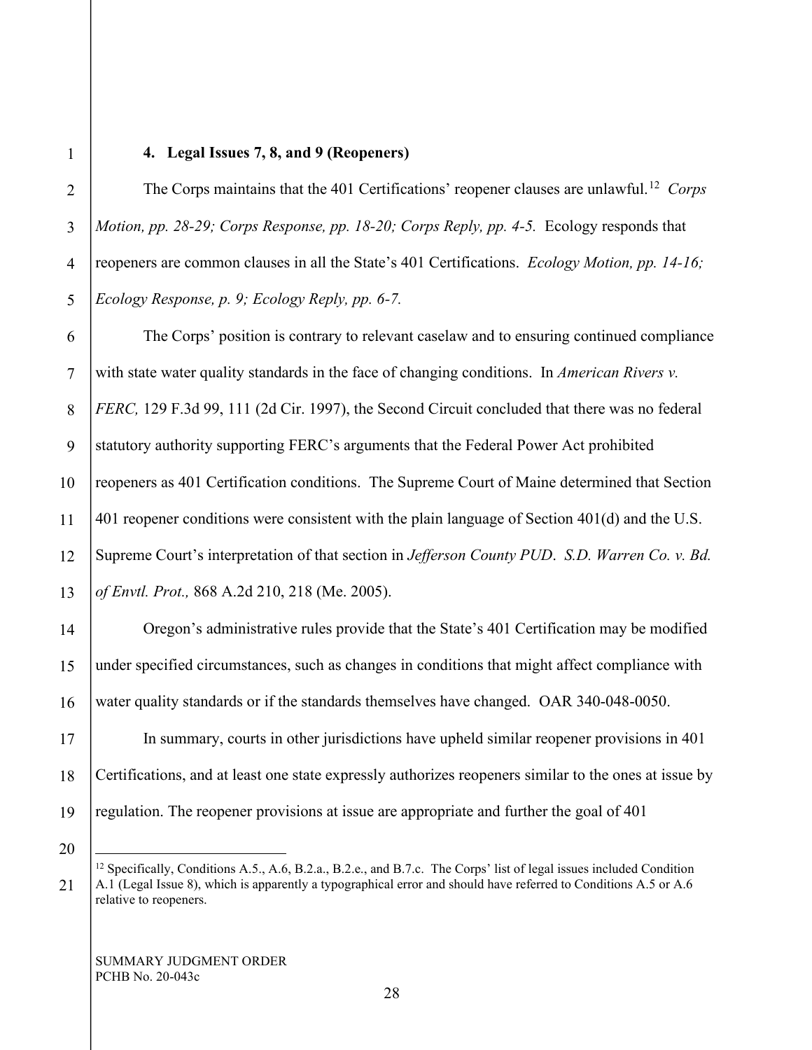### 4. Legal Issues 7, 8, and 9 (Reopeners)

The Corps maintains that the 401 Certifications' reopener clauses are unlawful.[12] *Corps Motion, pp. 28-29; Corps Response, pp. 18-20; Corps Reply, pp. 4-5.* Ecology responds that reopeners are common clauses in all the State's 401 Certifications. *Ecology Motion, pp. 14-16; Ecology Response, p. 9; Ecology Reply, pp. 6-7.*

The Corps' position is contrary to relevant caselaw and to ensuring continued compliance with state water quality standards in the face of changing conditions. In *American Rivers v. FERC,* 129 F.3d 99, 111 (2d Cir. 1997), the Second Circuit concluded that there was no federal statutory authority supporting FERC's arguments that the Federal Power Act prohibited reopeners as 401 Certification conditions. The Supreme Court of Maine determined that Section 401 reopener conditions were consistent with the plain language of Section 401(d) and the U.S. Supreme Court's interpretation of that section in *Jefferson County PUD*. *S.D. Warren Co. v. Bd. of Envtl. Prot.,* 868 A.2d 210, 218 (Me. 2005).

Oregon's administrative rules provide that the State's 401 Certification may be modified under specified circumstances, such as changes in conditions that might affect compliance with water quality standards or if the standards themselves have changed. OAR 340-048-0050.

In summary, courts in other jurisdictions have upheld similar reopener provisions in 401 Certifications, and at least one state expressly authorizes reopeners similar to the ones at issue by regulation. The reopener provisions at issue are appropriate and further the goal of 401

---

[12] Specifically, Conditions A.5., A.6, B.2.a., B.2.e., and B.7.c. The Corps' list of legal issues included Condition A.1 (Legal Issue 8), which is apparently a typographical error and should have referred to Conditions A.5 or A.6 relative to reopeners.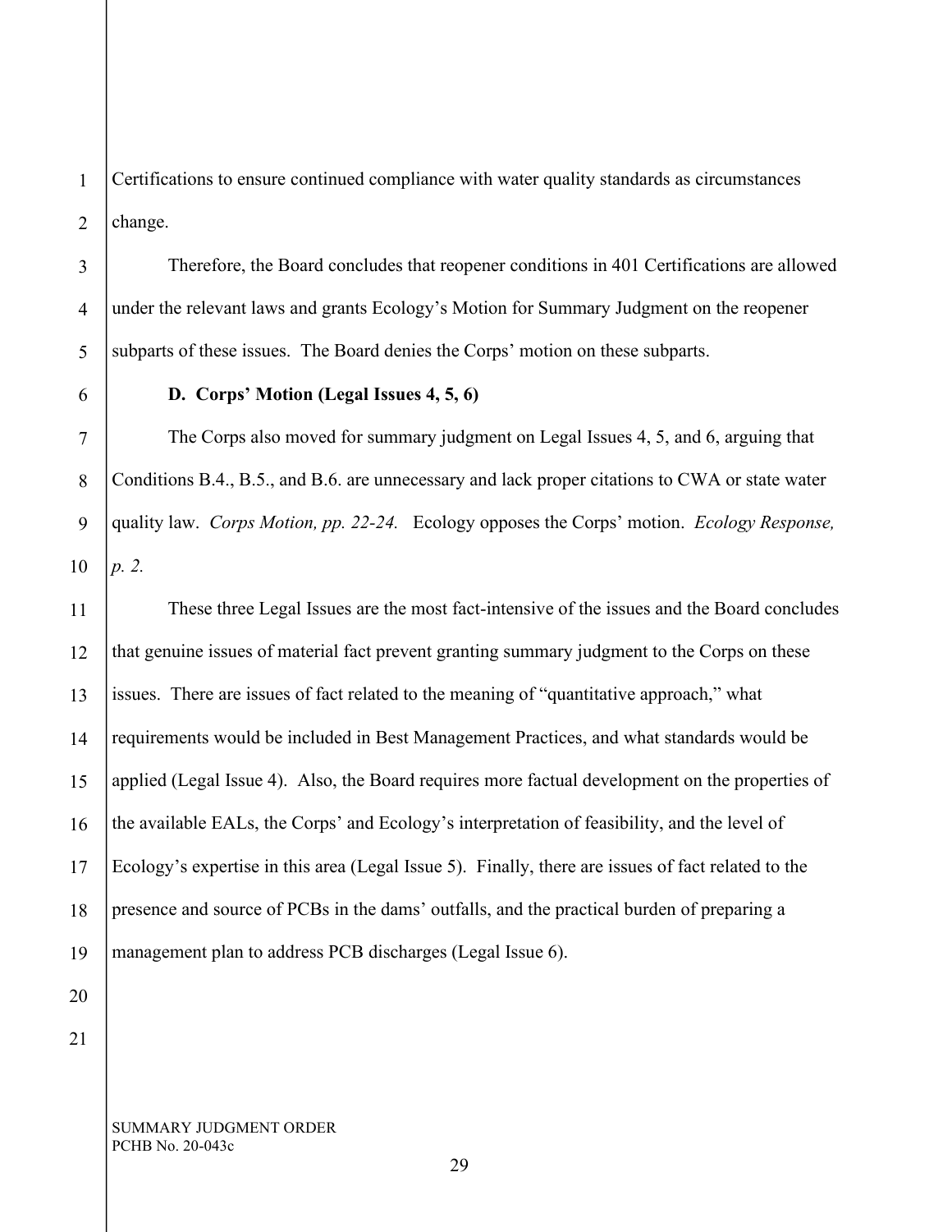Certifications to ensure continued compliance with water quality standards as circumstances change.

Therefore, the Board concludes that reopener conditions in 401 Certifications are allowed under the relevant laws and grants Ecology's Motion for Summary Judgment on the reopener subparts of these issues. The Board denies the Corps' motion on these subparts.

**D. Corps' Motion (Legal Issues 4, 5, 6)**

The Corps also moved for summary judgment on Legal Issues 4, 5, and 6, arguing that Conditions B.4., B.5., and B.6. are unnecessary and lack proper citations to CWA or state water quality law. *Corps Motion, pp. 22-24.* Ecology opposes the Corps' motion. *Ecology Response, p. 2.*

These three Legal Issues are the most fact-intensive of the issues and the Board concludes that genuine issues of material fact prevent granting summary judgment to the Corps on these issues. There are issues of fact related to the meaning of "quantitative approach," what requirements would be included in Best Management Practices, and what standards would be applied (Legal Issue 4). Also, the Board requires more factual development on the properties of the available EALs, the Corps' and Ecology's interpretation of feasibility, and the level of Ecology's expertise in this area (Legal Issue 5). Finally, there are issues of fact related to the presence and source of PCBs in the dams' outfalls, and the practical burden of preparing a management plan to address PCB discharges (Legal Issue 6).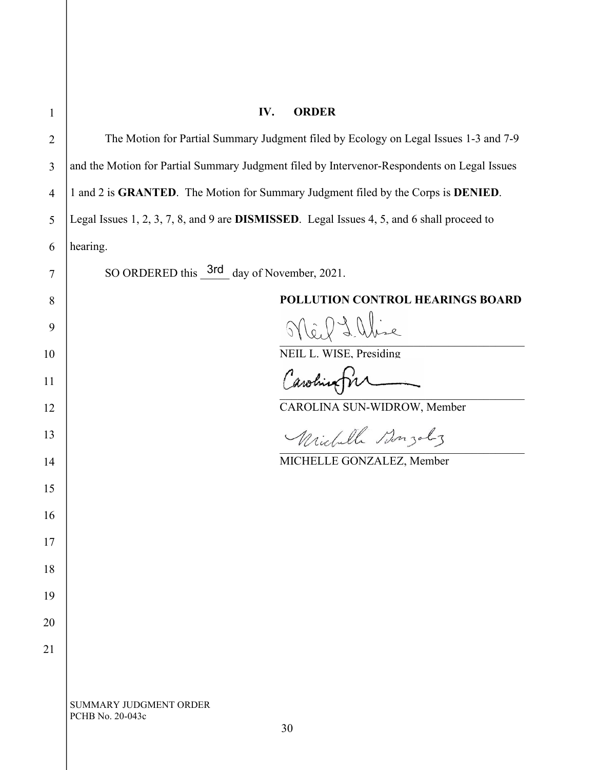## IV. ORDER

The Motion for Partial Summary Judgment filed by Ecology on Legal Issues 1-3 and 7-9 and the Motion for Partial Summary Judgment filed by Intervenor-Respondents on Legal Issues 1 and 2 is **GRANTED**. The Motion for Summary Judgment filed by the Corps is **DENIED**. Legal Issues 1, 2, 3, 7, 8, and 9 are **DISMISSED**. Legal Issues 4, 5, and 6 shall proceed to hearing.

SO ORDERED this 3rd day of November, 2021.

**POLLUTION CONTROL HEARINGS BOARD**

NEIL L. WISE, Presiding

CAROLINA SUN-WIDROW, Member

MICHELLE GONZALEZ, Member